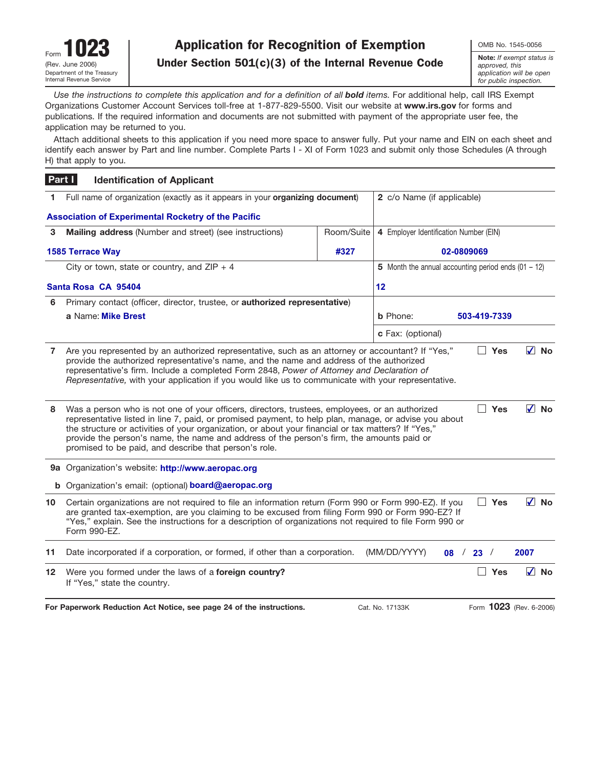Form **1023**
(Rev. June 2006)
Department of the Treasury
Internal Revenue Service

# Application for Recognition of Exemption
## Under Section 501(c)(3) of the Internal Revenue Code

OMB No. 1545-0056

**Note:** *If exempt status is approved, this application will be open for public inspection.*

*Use the instructions to complete this application and for a definition of all **bold** items.* For additional help, call IRS Exempt Organizations Customer Account Services toll-free at 1-877-829-5500. Visit our website at **www.irs.gov** for forms and publications. If the required information and documents are not submitted with payment of the appropriate user fee, the application may be returned to you.

Attach additional sheets to this application if you need more space to answer fully. Put your name and EIN on each sheet and identify each answer by Part and line number. Complete Parts I - XI of Form 1023 and submit only those Schedules (A through H) that apply to you.

## Part I — Identification of Applicant

| | | | |
|---|---|---|---|
| **1** Full name of organization (exactly as it appears in your **organizing document**) | | | **2** c/o Name (if applicable) |
| Association of Experimental Rocketry of the Pacific | | | |
| **3** **Mailing address** (Number and street) (see instructions) | Room/Suite | | **4** Employer Identification Number (EIN) |
| 1585 Terrace Way | #327 | | 02-0809069 |
| City or town, state or country, and ZIP + 4 | | | **5** Month the annual accounting period ends (01 – 12) |
| Santa Rosa CA 95404 | | | 12 |
| **6** Primary contact (officer, director, trustee, or **authorized representative**) | | | |
| **a** Name: Mike Brest | | | **b** Phone: 503-419-7339 |
| | | | **c** Fax: (optional) |

**7** Are you represented by an authorized representative, such as an attorney or accountant? If "Yes," provide the authorized representative's name, and the name and address of the authorized representative's firm. Include a completed Form 2848, *Power of Attorney and Declaration of Representative,* with your application if you would like us to communicate with your representative. ☐ Yes ☑ No

**8** Was a person who is not one of your officers, directors, trustees, employees, or an authorized representative listed in line 7, paid, or promised payment, to help plan, manage, or advise you about the structure or activities of your organization, or about your financial or tax matters? If "Yes," provide the person's name, the name and address of the person's firm, the amounts paid or promised to be paid, and describe that person's role. ☐ Yes ☑ No

**9a** Organization's website: http://www.aeropac.org

**b** Organization's email: (optional) board@aeropac.org

**10** Certain organizations are not required to file an information return (Form 990 or Form 990-EZ). If you are granted tax-exemption, are you claiming to be excused from filing Form 990 or Form 990-EZ? If "Yes," explain. See the instructions for a description of organizations not required to file Form 990 or Form 990-EZ. ☐ Yes ☑ No

**11** Date incorporated if a corporation, or formed, if other than a corporation. (MM/DD/YYYY) 08 / 23 / 2007

**12** Were you formed under the laws of a **foreign country?** If "Yes," state the country. ☐ Yes ☑ No

**For Paperwork Reduction Act Notice, see page 24 of the instructions.** Cat. No. 17133K Form **1023** (Rev. 6-2006)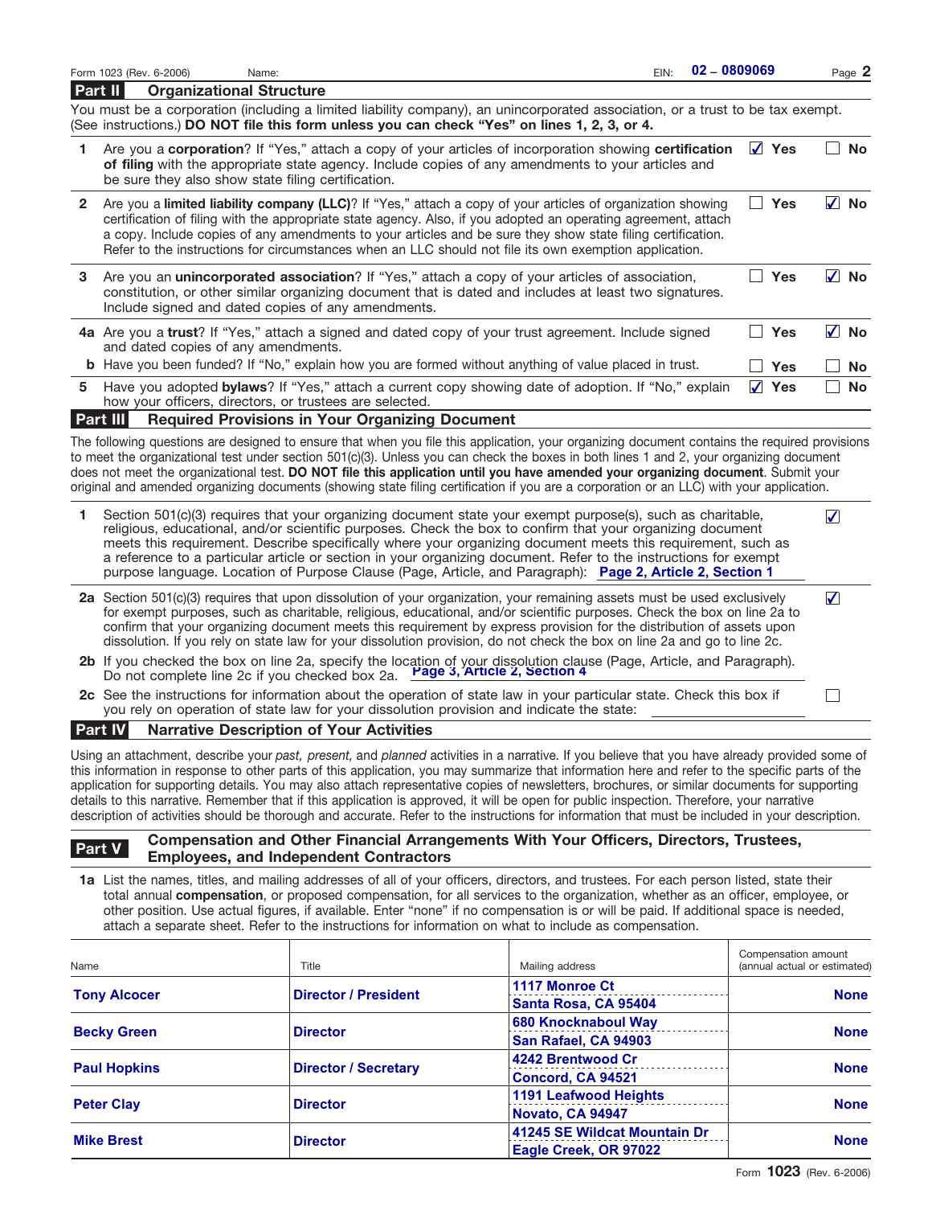Form 1023 (Rev. 6-2006) Name: EIN: 02 – 0809069

## Part II Organizational Structure

You must be a corporation (including a limited liability company), an unincorporated association, or a trust to be tax exempt. (See instructions.) **DO NOT file this form unless you can check "Yes" on lines 1, 2, 3, or 4.**

| | | Yes | No |
|---|---|---|---|
| **1** | Are you a **corporation**? If "Yes," attach a copy of your articles of incorporation showing **certification of filing** with the appropriate state agency. Include copies of any amendments to your articles and be sure they also show state filing certification. | ☑ Yes | ☐ No |
| **2** | Are you a **limited liability company (LLC)**? If "Yes," attach a copy of your articles of organization showing certification of filing with the appropriate state agency. Also, if you adopted an operating agreement, attach a copy. Include copies of any amendments to your articles and be sure they show state filing certification. Refer to the instructions for circumstances when an LLC should not file its own exemption application. | ☐ Yes | ☑ No |
| **3** | Are you an **unincorporated association**? If "Yes," attach a copy of your articles of association, constitution, or other similar organizing document that is dated and includes at least two signatures. Include signed and dated copies of any amendments. | ☐ Yes | ☑ No |
| **4a** | Are you a **trust**? If "Yes," attach a signed and dated copy of your trust agreement. Include signed and dated copies of any amendments. | ☐ Yes | ☑ No |
| **b** | Have you been funded? If "No," explain how you are formed without anything of value placed in trust. | ☐ Yes | ☐ No |
| **5** | Have you adopted **bylaws**? If "Yes," attach a current copy showing date of adoption. If "No," explain how your officers, directors, or trustees are selected. | ☑ Yes | ☐ No |

## Part III Required Provisions in Your Organizing Document

The following questions are designed to ensure that when you file this application, your organizing document contains the required provisions to meet the organizational test under section 501(c)(3). Unless you can check the boxes in both lines 1 and 2, your organizing document does not meet the organizational test. **DO NOT file this application until you have amended your organizing document**. Submit your original and amended organizing documents (showing state filing certification if you are a corporation or an LLC) with your application.

**1** Section 501(c)(3) requires that your organizing document state your exempt purpose(s), such as charitable, religious, educational, and/or scientific purposes. Check the box to confirm that your organizing document meets this requirement. Describe specifically where your organizing document meets this requirement, such as a reference to a particular article or section in your organizing document. Refer to the instructions for exempt purpose language. Location of Purpose Clause (Page, Article, and Paragraph): **Page 2, Article 2, Section 1** ☑

**2a** Section 501(c)(3) requires that upon dissolution of your organization, your remaining assets must be used exclusively for exempt purposes, such as charitable, religious, educational, and/or scientific purposes. Check the box on line 2a to confirm that your organizing document meets this requirement by express provision for the distribution of assets upon dissolution. If you rely on state law for your dissolution provision, do not check the box on line 2a and go to line 2c. ☑

**2b** If you checked the box on line 2a, specify the location of your dissolution clause (Page, Article, and Paragraph). Do not complete line 2c if you checked box 2a. **Page 3, Article 2, Section 4**

**2c** See the instructions for information about the operation of state law in your particular state. Check this box if you rely on operation of state law for your dissolution provision and indicate the state: ☐

## Part IV Narrative Description of Your Activities

Using an attachment, describe your *past, present,* and *planned* activities in a narrative. If you believe that you have already provided some of this information in response to other parts of this application, you may summarize that information here and refer to the specific parts of the application for supporting details. You may also attach representative copies of newsletters, brochures, or similar documents for supporting details to this narrative. Remember that if this application is approved, it will be open for public inspection. Therefore, your narrative description of activities should be thorough and accurate. Refer to the instructions for information that must be included in your description.

## Part V Compensation and Other Financial Arrangements With Your Officers, Directors, Trustees, Employees, and Independent Contractors

**1a** List the names, titles, and mailing addresses of all of your officers, directors, and trustees. For each person listed, state their total annual **compensation**, or proposed compensation, for all services to the organization, whether as an officer, employee, or other position. Use actual figures, if available. Enter "none" if no compensation is or will be paid. If additional space is needed, attach a separate sheet. Refer to the instructions for information on what to include as compensation.

| Name | Title | Mailing address | Compensation amount (annual actual or estimated) |
|---|---|---|---|
| Tony Alcocer | Director / President | 1117 Monroe Ct<br>Santa Rosa, CA 95404 | None |
| Becky Green | Director | 680 Knocknaboul Way<br>San Rafael, CA 94903 | None |
| Paul Hopkins | Director / Secretary | 4242 Brentwood Cr<br>Concord, CA 94521 | None |
| Peter Clay | Director | 1191 Leafwood Heights<br>Novato, CA 94947 | None |
| Mike Brest | Director | 41245 SE Wildcat Mountain Dr<br>Eagle Creek, OR 97022 | None |

Form **1023** (Rev. 6-2006)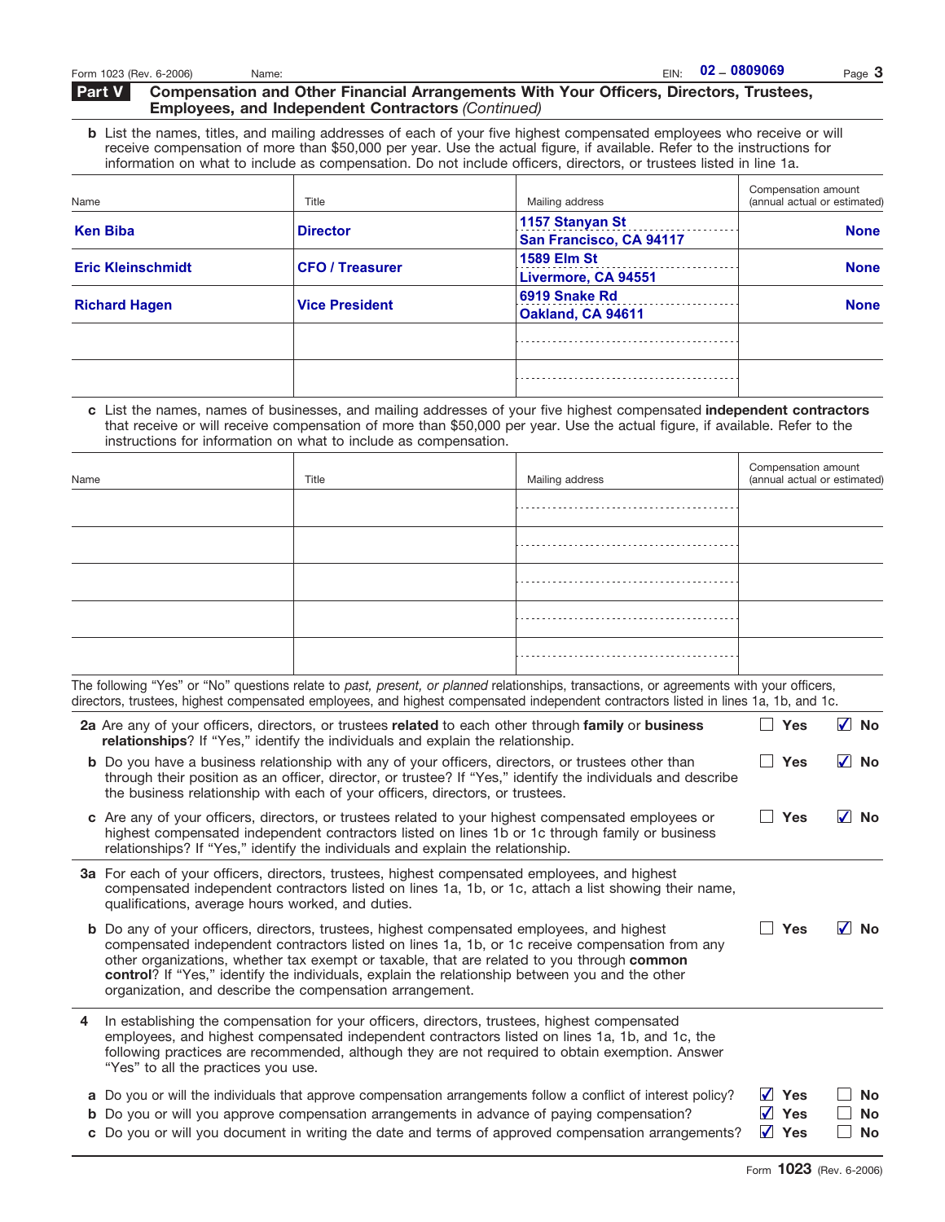EIN: 02 – 0809069

**Part V Compensation and Other Financial Arrangements With Your Officers, Directors, Trustees, Employees, and Independent Contractors** *(Continued)*

**b** List the names, titles, and mailing addresses of each of your five highest compensated employees who receive or will receive compensation of more than $50,000 per year. Use the actual figure, if available. Refer to the instructions for information on what to include as compensation. Do not include officers, directors, or trustees listed in line 1a.

| Name | Title | Mailing address | Compensation amount (annual actual or estimated) |
|---|---|---|---|
| Ken Biba | Director | 1157 Stanyan St<br>San Francisco, CA 94117 | None |
| Eric Kleinschmidt | CFO / Treasurer | 1589 Elm St<br>Livermore, CA 94551 | None |
| Richard Hagen | Vice President | 6919 Snake Rd<br>Oakland, CA 94611 | None |
| | | | |
| | | | |

**c** List the names, names of businesses, and mailing addresses of your five highest compensated **independent contractors** that receive or will receive compensation of more than $50,000 per year. Use the actual figure, if available. Refer to the instructions for information on what to include as compensation.

| Name | Title | Mailing address | Compensation amount (annual actual or estimated) |
|---|---|---|---|
| | | | |
| | | | |
| | | | |
| | | | |
| | | | |

The following "Yes" or "No" questions relate to *past, present, or planned* relationships, transactions, or agreements with your officers, directors, trustees, highest compensated employees, and highest compensated independent contractors listed in lines 1a, 1b, and 1c.

**2a** Are any of your officers, directors, or trustees **related** to each other through **family** or **business relationships**? If "Yes," identify the individuals and explain the relationship. ☐ Yes ☑ No

**b** Do you have a business relationship with any of your officers, directors, or trustees other than through their position as an officer, director, or trustee? If "Yes," identify the individuals and describe the business relationship with each of your officers, directors, or trustees. ☐ Yes ☑ No

**c** Are any of your officers, directors, or trustees related to your highest compensated employees or highest compensated independent contractors listed on lines 1b or 1c through family or business relationships? If "Yes," identify the individuals and explain the relationship. ☐ Yes ☑ No

**3a** For each of your officers, directors, trustees, highest compensated employees, and highest compensated independent contractors listed on lines 1a, 1b, or 1c, attach a list showing their name, qualifications, average hours worked, and duties.

**b** Do any of your officers, directors, trustees, highest compensated employees, and highest compensated independent contractors listed on lines 1a, 1b, or 1c receive compensation from any other organizations, whether tax exempt or taxable, that are related to you through **common control**? If "Yes," identify the individuals, explain the relationship between you and the other organization, and describe the compensation arrangement. ☐ Yes ☑ No

**4** In establishing the compensation for your officers, directors, trustees, highest compensated employees, and highest compensated independent contractors listed on lines 1a, 1b, and 1c, the following practices are recommended, although they are not required to obtain exemption. Answer "Yes" to all the practices you use.

**a** Do you or will the individuals that approve compensation arrangements follow a conflict of interest policy? ☑ Yes ☐ No

**b** Do you or will you approve compensation arrangements in advance of paying compensation? ☑ Yes ☐ No

**c** Do you or will you document in writing the date and terms of approved compensation arrangements? ☑ Yes ☐ No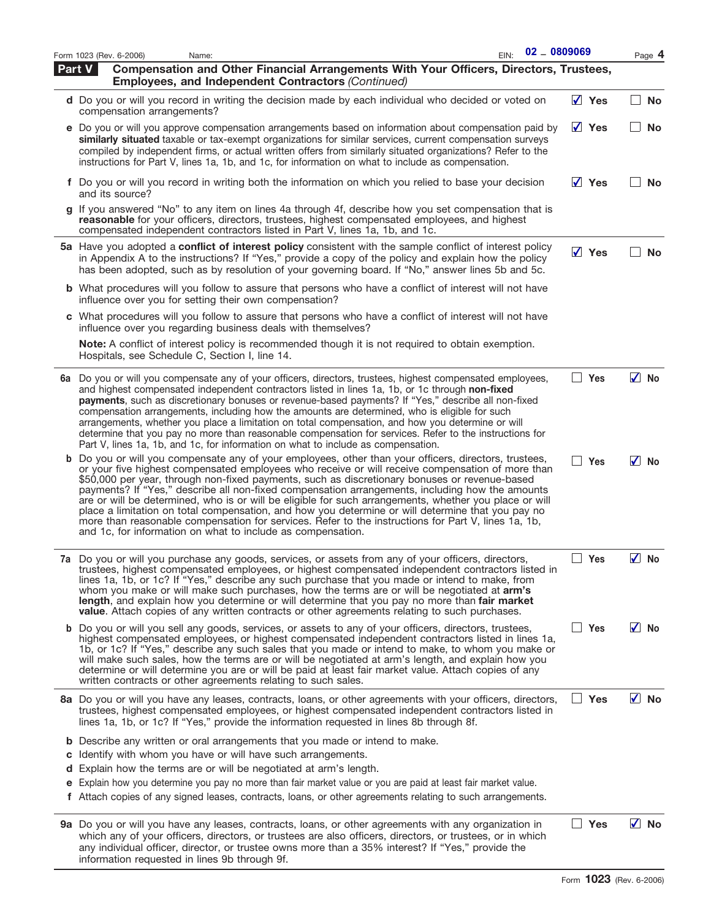Form 1023 (Rev. 6-2006) Name: EIN: 02 – 0809069

## Part V Compensation and Other Financial Arrangements With Your Officers, Directors, Trustees, Employees, and Independent Contractors *(Continued)*

**d** Do you or will you record in writing the decision made by each individual who decided or voted on compensation arrangements? ☑ Yes ☐ No

**e** Do you or will you approve compensation arrangements based on information about compensation paid by **similarly situated** taxable or tax-exempt organizations for similar services, current compensation surveys compiled by independent firms, or actual written offers from similarly situated organizations? Refer to the instructions for Part V, lines 1a, 1b, and 1c, for information on what to include as compensation. ☑ Yes ☐ No

**f** Do you or will you record in writing both the information on which you relied to base your decision and its source? ☑ Yes ☐ No

**g** If you answered "No" to any item on lines 4a through 4f, describe how you set compensation that is **reasonable** for your officers, directors, trustees, highest compensated employees, and highest compensated independent contractors listed in Part V, lines 1a, 1b, and 1c.

**5a** Have you adopted a **conflict of interest policy** consistent with the sample conflict of interest policy in Appendix A to the instructions? If "Yes," provide a copy of the policy and explain how the policy has been adopted, such as by resolution of your governing board. If "No," answer lines 5b and 5c. ☑ Yes ☐ No

**b** What procedures will you follow to assure that persons who have a conflict of interest will not have influence over you for setting their own compensation?

**c** What procedures will you follow to assure that persons who have a conflict of interest will not have influence over you regarding business deals with themselves?

**Note:** A conflict of interest policy is recommended though it is not required to obtain exemption. Hospitals, see Schedule C, Section I, line 14.

**6a** Do you or will you compensate any of your officers, directors, trustees, highest compensated employees, and highest compensated independent contractors listed in lines 1a, 1b, or 1c through **non-fixed payments**, such as discretionary bonuses or revenue-based payments? If "Yes," describe all non-fixed compensation arrangements, including how the amounts are determined, who is eligible for such arrangements, whether you place a limitation on total compensation, and how you determine or will determine that you pay no more than reasonable compensation for services. Refer to the instructions for Part V, lines 1a, 1b, and 1c, for information on what to include as compensation. ☐ Yes ☑ No

**b** Do you or will you compensate any of your employees, other than your officers, directors, trustees, or your five highest compensated employees who receive or will receive compensation of more than $50,000 per year, through non-fixed payments, such as discretionary bonuses or revenue-based payments? If "Yes," describe all non-fixed compensation arrangements, including how the amounts are or will be determined, who is or will be eligible for such arrangements, whether you place or will place a limitation on total compensation, and how you determine or will determine that you pay no more than reasonable compensation for services. Refer to the instructions for Part V, lines 1a, 1b, and 1c, for information on what to include as compensation. ☐ Yes ☑ No

**7a** Do you or will you purchase any goods, services, or assets from any of your officers, directors, trustees, highest compensated employees, or highest compensated independent contractors listed in lines 1a, 1b, or 1c? If "Yes," describe any such purchase that you made or intend to make, from whom you make or will make such purchases, how the terms are or will be negotiated at **arm's length**, and explain how you determine or will determine that you pay no more than **fair market value**. Attach copies of any written contracts or other agreements relating to such purchases. ☐ Yes ☑ No

**b** Do you or will you sell any goods, services, or assets to any of your officers, directors, trustees, highest compensated employees, or highest compensated independent contractors listed in lines 1a, 1b, or 1c? If "Yes," describe any such sales that you made or intend to make, to whom you make or will make such sales, how the terms are or will be negotiated at arm's length, and explain how you determine or will determine you are or will be paid at least fair market value. Attach copies of any written contracts or other agreements relating to such sales. ☐ Yes ☑ No

**8a** Do you or will you have any leases, contracts, loans, or other agreements with your officers, directors, trustees, highest compensated employees, or highest compensated independent contractors listed in lines 1a, 1b, or 1c? If "Yes," provide the information requested in lines 8b through 8f. ☐ Yes ☑ No

**b** Describe any written or oral arrangements that you made or intend to make.

**c** Identify with whom you have or will have such arrangements.

**d** Explain how the terms are or will be negotiated at arm's length.

**e** Explain how you determine you pay no more than fair market value or you are paid at least fair market value.

**f** Attach copies of any signed leases, contracts, loans, or other agreements relating to such arrangements.

**9a** Do you or will you have any leases, contracts, loans, or other agreements with any organization in which any of your officers, directors, or trustees are also officers, directors, or trustees, or in which any individual officer, director, or trustee owns more than a 35% interest? If "Yes," provide the information requested in lines 9b through 9f. ☐ Yes ☑ No

Form **1023** (Rev. 6-2006)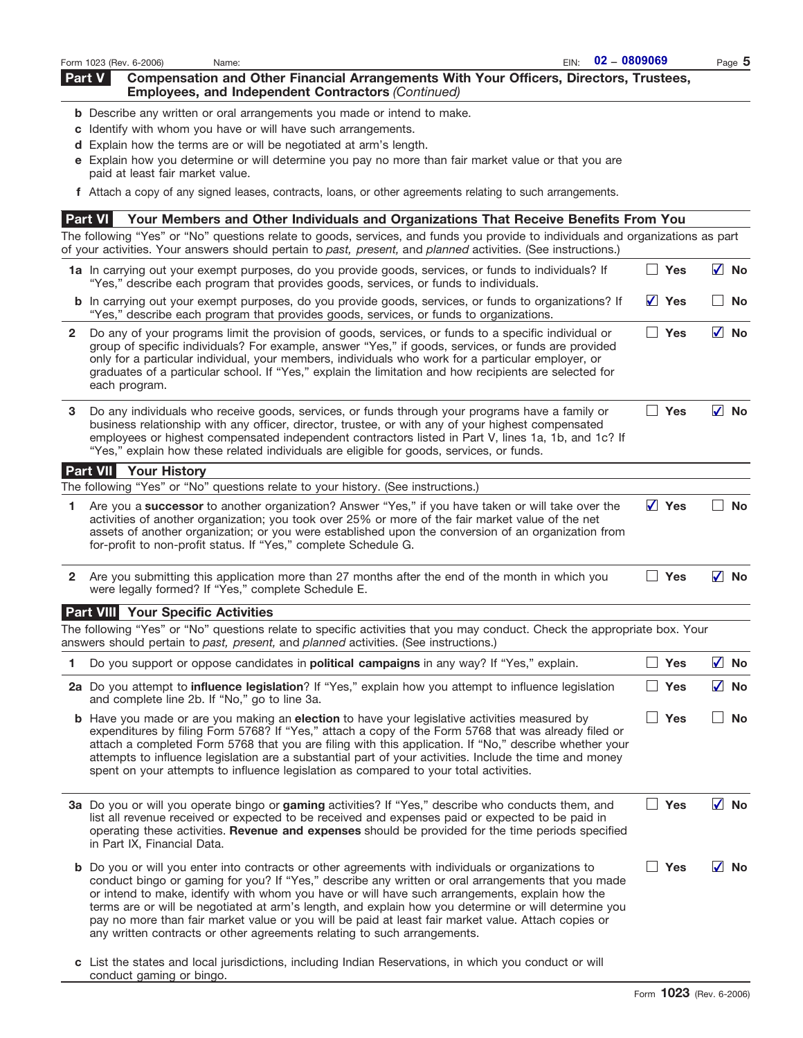Form 1023 (Rev. 6-2006) Name: EIN: 02 – 0809069

## Part V Compensation and Other Financial Arrangements With Your Officers, Directors, Trustees, Employees, and Independent Contractors *(Continued)*

**b** Describe any written or oral arrangements you made or intend to make.

**c** Identify with whom you have or will have such arrangements.

**d** Explain how the terms are or will be negotiated at arm's length.

**e** Explain how you determine or will determine you pay no more than fair market value or that you are paid at least fair market value.

**f** Attach a copy of any signed leases, contracts, loans, or other agreements relating to such arrangements.

## Part VI Your Members and Other Individuals and Organizations That Receive Benefits From You

The following "Yes" or "No" questions relate to goods, services, and funds you provide to individuals and organizations as part of your activities. Your answers should pertain to *past, present,* and *planned* activities. (See instructions.)

| | Question | Yes | No |
|---|---|---|---|
| **1a** | In carrying out your exempt purposes, do you provide goods, services, or funds to individuals? If "Yes," describe each program that provides goods, services, or funds to individuals. | ☐ | ☑ |
| **b** | In carrying out your exempt purposes, do you provide goods, services, or funds to organizations? If "Yes," describe each program that provides goods, services, or funds to organizations. | ☑ | ☐ |
| **2** | Do any of your programs limit the provision of goods, services, or funds to a specific individual or group of specific individuals? For example, answer "Yes," if goods, services, or funds are provided only for a particular individual, your members, individuals who work for a particular employer, or graduates of a particular school. If "Yes," explain the limitation and how recipients are selected for each program. | ☐ | ☑ |
| **3** | Do any individuals who receive goods, services, or funds through your programs have a family or business relationship with any officer, director, trustee, or with any of your highest compensated employees or highest compensated independent contractors listed in Part V, lines 1a, 1b, and 1c? If "Yes," explain how these related individuals are eligible for goods, services, or funds. | ☐ | ☑ |

## Part VII Your History

The following "Yes" or "No" questions relate to your history. (See instructions.)

| | Question | Yes | No |
|---|---|---|---|
| **1** | Are you a **successor** to another organization? Answer "Yes," if you have taken or will take over the activities of another organization; you took over 25% or more of the fair market value of the net assets of another organization; or you were established upon the conversion of an organization from for-profit to non-profit status. If "Yes," complete Schedule G. | ☑ | ☐ |
| **2** | Are you submitting this application more than 27 months after the end of the month in which you were legally formed? If "Yes," complete Schedule E. | ☐ | ☑ |

## Part VIII Your Specific Activities

The following "Yes" or "No" questions relate to specific activities that you may conduct. Check the appropriate box. Your answers should pertain to *past, present,* and *planned* activities. (See instructions.)

| | Question | Yes | No |
|---|---|---|---|
| **1** | Do you support or oppose candidates in **political campaigns** in any way? If "Yes," explain. | ☐ | ☑ |
| **2a** | Do you attempt to **influence legislation**? If "Yes," explain how you attempt to influence legislation and complete line 2b. If "No," go to line 3a. | ☐ | ☑ |
| **b** | Have you made or are you making an **election** to have your legislative activities measured by expenditures by filing Form 5768? If "Yes," attach a copy of the Form 5768 that was already filed or attach a completed Form 5768 that you are filing with this application. If "No," describe whether your attempts to influence legislation are a substantial part of your activities. Include the time and money spent on your attempts to influence legislation as compared to your total activities. | ☐ | ☐ |
| **3a** | Do you or will you operate bingo or **gaming** activities? If "Yes," describe who conducts them, and list all revenue received or expected to be received and expenses paid or expected to be paid in operating these activities. **Revenue and expenses** should be provided for the time periods specified in Part IX, Financial Data. | ☐ | ☑ |
| **b** | Do you or will you enter into contracts or other agreements with individuals or organizations to conduct bingo or gaming for you? If "Yes," describe any written or oral arrangements that you made or intend to make, identify with whom you have or will have such arrangements, explain how the terms are or will be negotiated at arm's length, and explain how you determine or will determine you pay no more than fair market value or you will be paid at least fair market value. Attach copies or any written contracts or other agreements relating to such arrangements. | ☐ | ☑ |
| **c** | List the states and local jurisdictions, including Indian Reservations, in which you conduct or will conduct gaming or bingo. | | |

Form **1023** (Rev. 6-2006)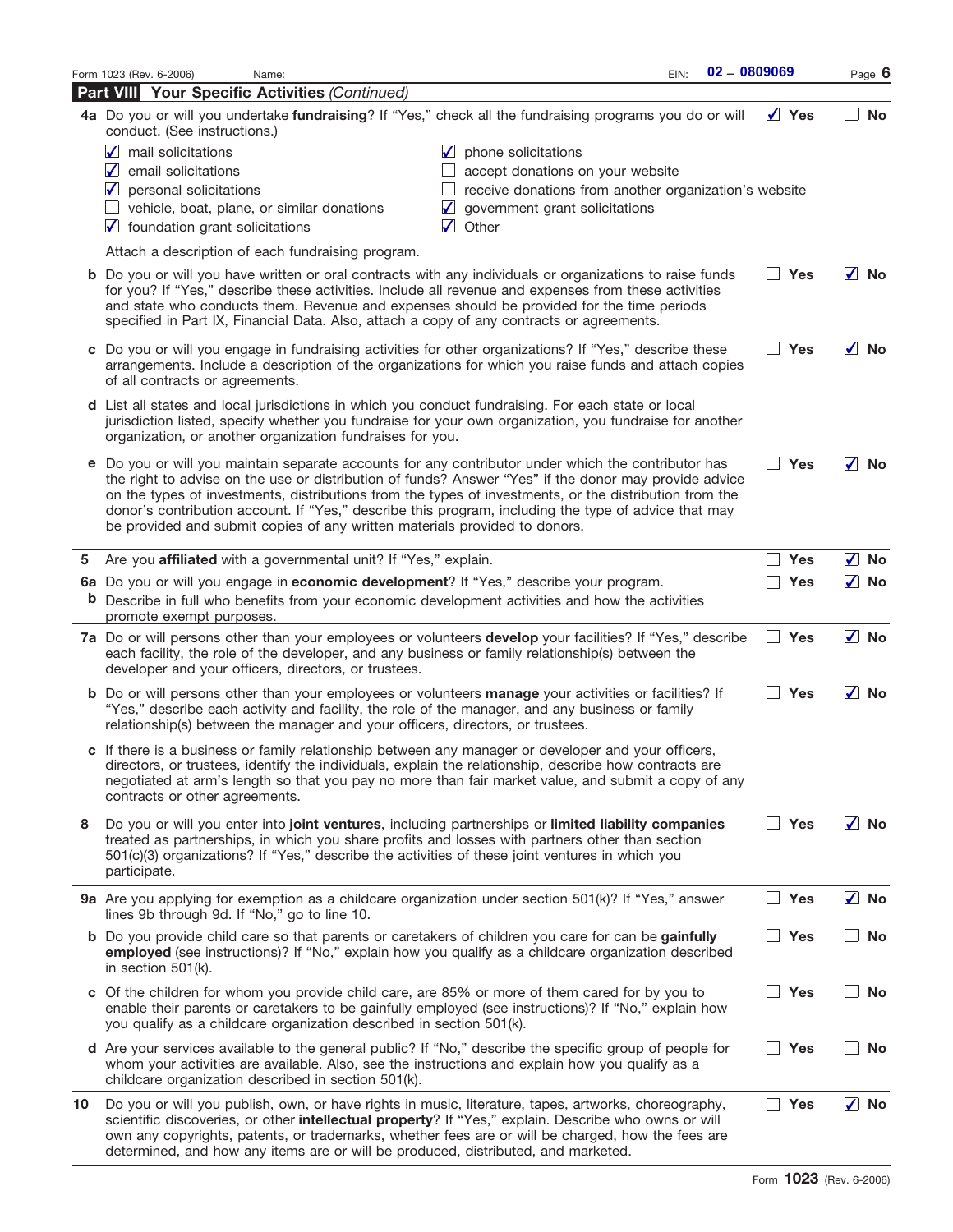Form 1023 (Rev. 6-2006) Name: EIN: 02 – 0809069

## Part VIII Your Specific Activities *(Continued)*

**4a** Do you or will you undertake **fundraising**? If "Yes," check all the fundraising programs you do or will conduct. (See instructions.) ☑ Yes ☐ No

- ☑ mail solicitations
- ☑ email solicitations
- ☑ personal solicitations
- ☐ vehicle, boat, plane, or similar donations
- ☑ foundation grant solicitations
- ☑ phone solicitations
- ☐ accept donations on your website
- ☐ receive donations from another organization's website
- ☑ government grant solicitations
- ☑ Other

Attach a description of each fundraising program.

**b** Do you or will you have written or oral contracts with any individuals or organizations to raise funds for you? If "Yes," describe these activities. Include all revenue and expenses from these activities and state who conducts them. Revenue and expenses should be provided for the time periods specified in Part IX, Financial Data. Also, attach a copy of any contracts or agreements. ☐ Yes ☑ No

**c** Do you or will you engage in fundraising activities for other organizations? If "Yes," describe these arrangements. Include a description of the organizations for which you raise funds and attach copies of all contracts or agreements. ☐ Yes ☑ No

**d** List all states and local jurisdictions in which you conduct fundraising. For each state or local jurisdiction listed, specify whether you fundraise for your own organization, you fundraise for another organization, or another organization fundraises for you.

**e** Do you or will you maintain separate accounts for any contributor under which the contributor has the right to advise on the use or distribution of funds? Answer "Yes" if the donor may provide advice on the types of investments, distributions from the types of investments, or the distribution from the donor's contribution account. If "Yes," describe this program, including the type of advice that may be provided and submit copies of any written materials provided to donors. ☐ Yes ☑ No

**5** Are you **affiliated** with a governmental unit? If "Yes," explain. ☐ Yes ☑ No

**6a** Do you or will you engage in **economic development**? If "Yes," describe your program. ☐ Yes ☑ No

**b** Describe in full who benefits from your economic development activities and how the activities promote exempt purposes.

**7a** Do or will persons other than your employees or volunteers **develop** your facilities? If "Yes," describe each facility, the role of the developer, and any business or family relationship(s) between the developer and your officers, directors, or trustees. ☐ Yes ☑ No

**b** Do or will persons other than your employees or volunteers **manage** your activities or facilities? If "Yes," describe each activity and facility, the role of the manager, and any business or family relationship(s) between the manager and your officers, directors, or trustees. ☐ Yes ☑ No

**c** If there is a business or family relationship between any manager or developer and your officers, directors, or trustees, identify the individuals, explain the relationship, describe how contracts are negotiated at arm's length so that you pay no more than fair market value, and submit a copy of any contracts or other agreements.

**8** Do you or will you enter into **joint ventures**, including partnerships or **limited liability companies** treated as partnerships, in which you share profits and losses with partners other than section 501(c)(3) organizations? If "Yes," describe the activities of these joint ventures in which you participate. ☐ Yes ☑ No

**9a** Are you applying for exemption as a childcare organization under section 501(k)? If "Yes," answer lines 9b through 9d. If "No," go to line 10. ☐ Yes ☑ No

**b** Do you provide child care so that parents or caretakers of children you care for can be **gainfully employed** (see instructions)? If "No," explain how you qualify as a childcare organization described in section 501(k). ☐ Yes ☐ No

**c** Of the children for whom you provide child care, are 85% or more of them cared for by you to enable their parents or caretakers to be gainfully employed (see instructions)? If "No," explain how you qualify as a childcare organization described in section 501(k). ☐ Yes ☐ No

**d** Are your services available to the general public? If "No," describe the specific group of people for whom your activities are available. Also, see the instructions and explain how you qualify as a childcare organization described in section 501(k). ☐ Yes ☐ No

**10** Do you or will you publish, own, or have rights in music, literature, tapes, artworks, choreography, scientific discoveries, or other **intellectual property**? If "Yes," explain. Describe who owns or will own any copyrights, patents, or trademarks, whether fees are or will be charged, how the fees are determined, and how any items are or will be produced, distributed, and marketed. ☐ Yes ☑ No

Form **1023** (Rev. 6-2006)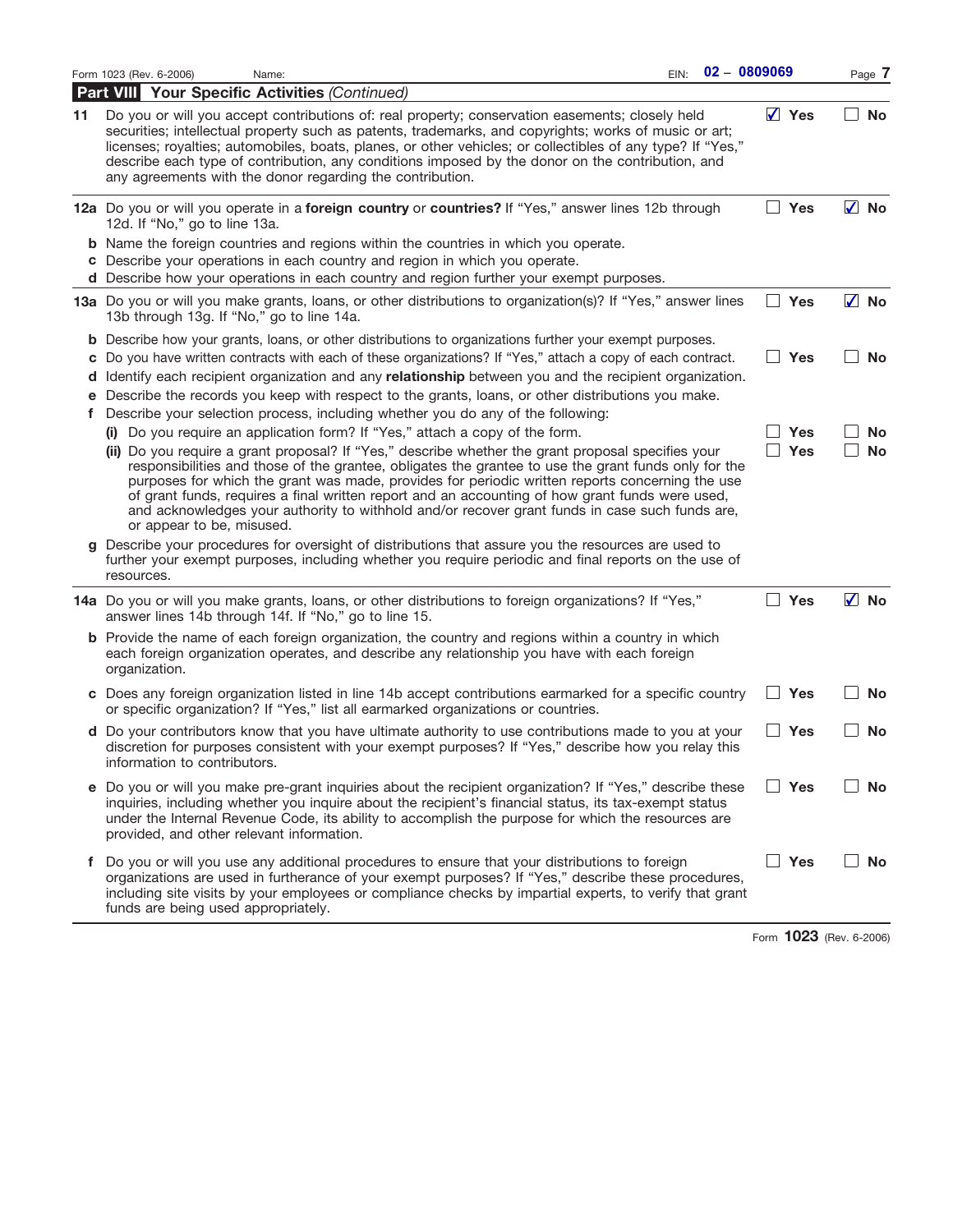Form 1023 (Rev. 6-2006) Name: EIN: **02 – 0809069**

## Part VIII Your Specific Activities *(Continued)*

**11** Do you or will you accept contributions of: real property; conservation easements; closely held securities; intellectual property such as patents, trademarks, and copyrights; works of music or art; licenses; royalties; automobiles, boats, planes, or other vehicles; or collectibles of any type? If "Yes," describe each type of contribution, any conditions imposed by the donor on the contribution, and any agreements with the donor regarding the contribution. ☑ **Yes** ☐ **No**

**12a** Do you or will you operate in a **foreign country** or **countries?** If "Yes," answer lines 12b through 12d. If "No," go to line 13a. ☐ **Yes** ☑ **No**

**b** Name the foreign countries and regions within the countries in which you operate.

**c** Describe your operations in each country and region in which you operate.

**d** Describe how your operations in each country and region further your exempt purposes.

**13a** Do you or will you make grants, loans, or other distributions to organization(s)? If "Yes," answer lines 13b through 13g. If "No," go to line 14a. ☐ **Yes** ☑ **No**

**b** Describe how your grants, loans, or other distributions to organizations further your exempt purposes.

**c** Do you have written contracts with each of these organizations? If "Yes," attach a copy of each contract. ☐ **Yes** ☐ **No**

**d** Identify each recipient organization and any **relationship** between you and the recipient organization.

**e** Describe the records you keep with respect to the grants, loans, or other distributions you make.

**f** Describe your selection process, including whether you do any of the following:

**(i)** Do you require an application form? If "Yes," attach a copy of the form. ☐ **Yes** ☐ **No**

**(ii)** Do you require a grant proposal? If "Yes," describe whether the grant proposal specifies your responsibilities and those of the grantee, obligates the grantee to use the grant funds only for the purposes for which the grant was made, provides for periodic written reports concerning the use of grant funds, requires a final written report and an accounting of how grant funds were used, and acknowledges your authority to withhold and/or recover grant funds in case such funds are, or appear to be, misused. ☐ **Yes** ☐ **No**

**g** Describe your procedures for oversight of distributions that assure you the resources are used to further your exempt purposes, including whether you require periodic and final reports on the use of resources.

**14a** Do you or will you make grants, loans, or other distributions to foreign organizations? If "Yes," answer lines 14b through 14f. If "No," go to line 15. ☐ **Yes** ☑ **No**

**b** Provide the name of each foreign organization, the country and regions within a country in which each foreign organization operates, and describe any relationship you have with each foreign organization.

**c** Does any foreign organization listed in line 14b accept contributions earmarked for a specific country or specific organization? If "Yes," list all earmarked organizations or countries. ☐ **Yes** ☐ **No**

**d** Do your contributors know that you have ultimate authority to use contributions made to you at your discretion for purposes consistent with your exempt purposes? If "Yes," describe how you relay this information to contributors. ☐ **Yes** ☐ **No**

**e** Do you or will you make pre-grant inquiries about the recipient organization? If "Yes," describe these inquiries, including whether you inquire about the recipient's financial status, its tax-exempt status under the Internal Revenue Code, its ability to accomplish the purpose for which the resources are provided, and other relevant information. ☐ **Yes** ☐ **No**

**f** Do you or will you use any additional procedures to ensure that your distributions to foreign organizations are used in furtherance of your exempt purposes? If "Yes," describe these procedures, including site visits by your employees or compliance checks by impartial experts, to verify that grant funds are being used appropriately. ☐ **Yes** ☐ **No**

Form **1023** (Rev. 6-2006)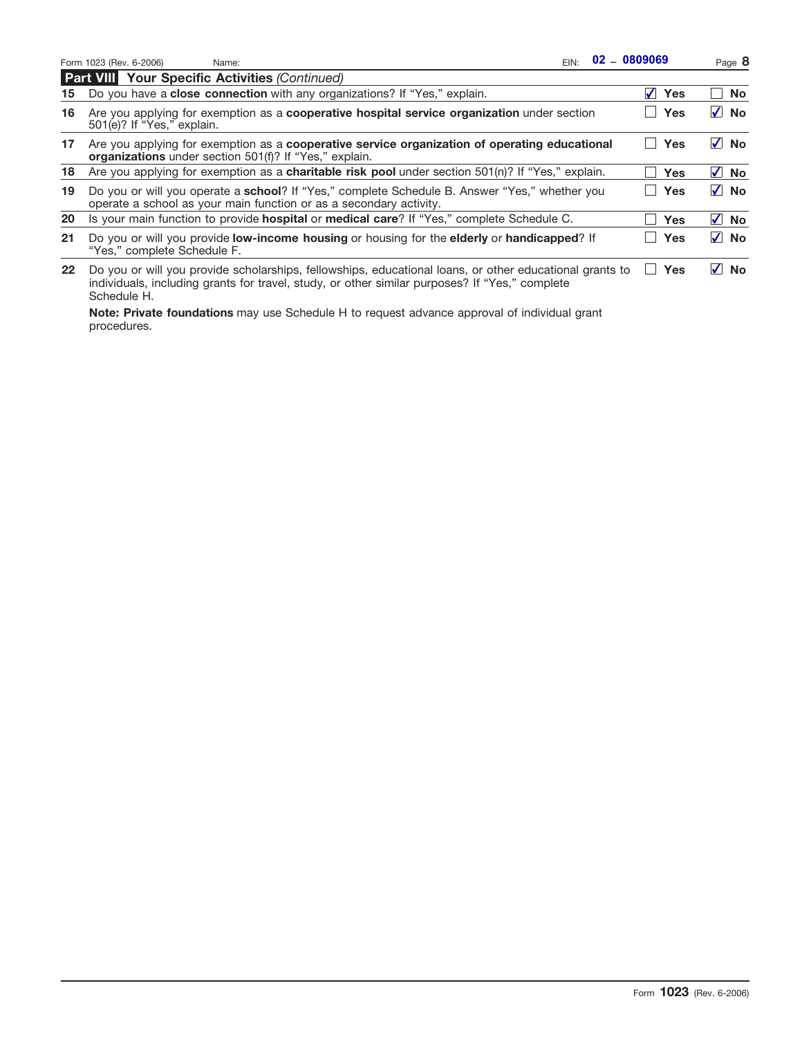Form 1023 (Rev. 6-2006) Name: EIN: 02 – 0809069

## Part VIII Your Specific Activities *(Continued)*

| | | Yes | No |
|---|---|---|---|
| 15 | Do you have a **close connection** with any organizations? If "Yes," explain. | ☑ Yes | ☐ No |
| 16 | Are you applying for exemption as a **cooperative hospital service organization** under section 501(e)? If "Yes," explain. | ☐ Yes | ☑ No |
| 17 | Are you applying for exemption as a **cooperative service organization of operating educational organizations** under section 501(f)? If "Yes," explain. | ☐ Yes | ☑ No |
| 18 | Are you applying for exemption as a **charitable risk pool** under section 501(n)? If "Yes," explain. | ☐ Yes | ☑ No |
| 19 | Do you or will you operate a **school**? If "Yes," complete Schedule B. Answer "Yes," whether you operate a school as your main function or as a secondary activity. | ☐ Yes | ☑ No |
| 20 | Is your main function to provide **hospital** or **medical care**? If "Yes," complete Schedule C. | ☐ Yes | ☑ No |
| 21 | Do you or will you provide **low-income housing** or housing for the **elderly** or **handicapped**? If "Yes," complete Schedule F. | ☐ Yes | ☑ No |
| 22 | Do you or will you provide scholarships, fellowships, educational loans, or other educational grants to individuals, including grants for travel, study, or other similar purposes? If "Yes," complete Schedule H. | ☐ Yes | ☑ No |

**Note: Private foundations** may use Schedule H to request advance approval of individual grant procedures.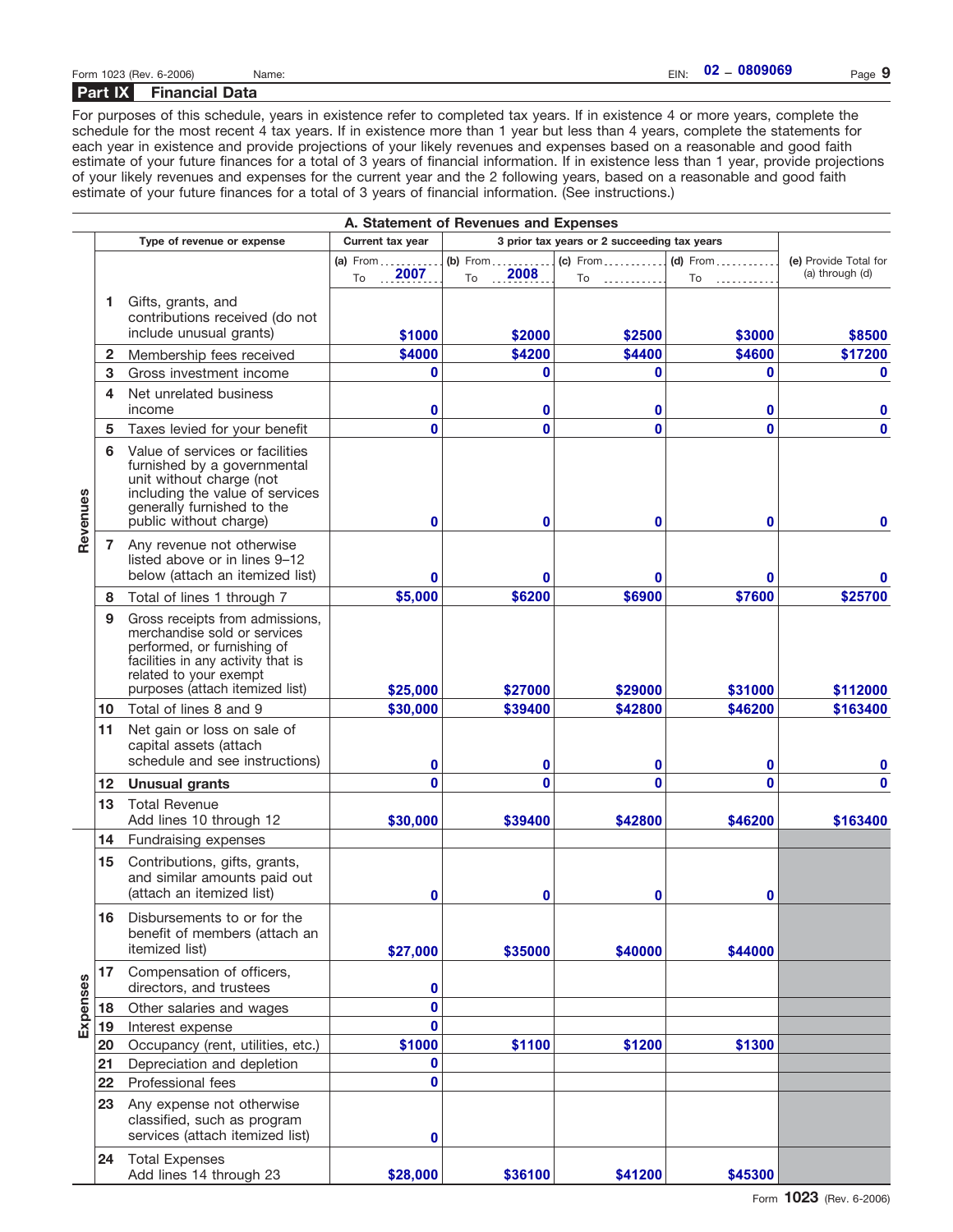Form 1023 (Rev. 6-2006) Name: EIN: 02 – 0809069

## Part IX Financial Data

For purposes of this schedule, years in existence refer to completed tax years. If in existence 4 or more years, complete the schedule for the most recent 4 tax years. If in existence more than 1 year but less than 4 years, complete the statements for each year in existence and provide projections of your likely revenues and expenses based on a reasonable and good faith estimate of your future finances for a total of 3 years of financial information. If in existence less than 1 year, provide projections of your likely revenues and expenses for the current year and the 2 following years, based on a reasonable and good faith estimate of your future finances for a total of 3 years of financial information. (See instructions.)

### A. Statement of Revenues and Expenses

| | | Type of revenue or expense | Current tax year | 3 prior tax years or 2 succeeding tax years | | | |
|---|---|---|---|---|---|---|---|
| | | | (a) From ........ To 2007 | (b) From ........ To 2008 | (c) From ........ To ........ | (d) From ........ To ........ | (e) Provide Total for (a) through (d) |
| Revenues | 1 | Gifts, grants, and contributions received (do not include unusual grants) | $1000 | $2000 | $2500 | $3000 | $8500 |
| | 2 | Membership fees received | $4000 | $4200 | $4400 | $4600 | $17200 |
| | 3 | Gross investment income | 0 | 0 | 0 | 0 | 0 |
| | 4 | Net unrelated business income | 0 | 0 | 0 | 0 | 0 |
| | 5 | Taxes levied for your benefit | 0 | 0 | 0 | 0 | 0 |
| | 6 | Value of services or facilities furnished by a governmental unit without charge (not including the value of services generally furnished to the public without charge) | 0 | 0 | 0 | 0 | 0 |
| | 7 | Any revenue not otherwise listed above or in lines 9–12 below (attach an itemized list) | 0 | 0 | 0 | 0 | 0 |
| | 8 | Total of lines 1 through 7 | $5,000 | $6200 | $6900 | $7600 | $25700 |
| | 9 | Gross receipts from admissions, merchandise sold or services performed, or furnishing of facilities in any activity that is related to your exempt purposes (attach itemized list) | $25,000 | $27000 | $29000 | $31000 | $112000 |
| | 10 | Total of lines 8 and 9 | $30,000 | $39400 | $42800 | $46200 | $163400 |
| | 11 | Net gain or loss on sale of capital assets (attach schedule and see instructions) | 0 | 0 | 0 | 0 | 0 |
| | 12 | **Unusual grants** | 0 | 0 | 0 | 0 | 0 |
| | 13 | Total Revenue Add lines 10 through 12 | $30,000 | $39400 | $42800 | $46200 | $163400 |
| Expenses | 14 | Fundraising expenses | | | | | |
| | 15 | Contributions, gifts, grants, and similar amounts paid out (attach an itemized list) | 0 | 0 | 0 | 0 | |
| | 16 | Disbursements to or for the benefit of members (attach an itemized list) | $27,000 | $35000 | $40000 | $44000 | |
| | 17 | Compensation of officers, directors, and trustees | 0 | | | | |
| | 18 | Other salaries and wages | 0 | | | | |
| | 19 | Interest expense | 0 | | | | |
| | 20 | Occupancy (rent, utilities, etc.) | $1000 | $1100 | $1200 | $1300 | |
| | 21 | Depreciation and depletion | 0 | | | | |
| | 22 | Professional fees | 0 | | | | |
| | 23 | Any expense not otherwise classified, such as program services (attach itemized list) | 0 | | | | |
| | 24 | Total Expenses Add lines 14 through 23 | $28,000 | $36100 | $41200 | $45300 | |

Form 1023 (Rev. 6-2006)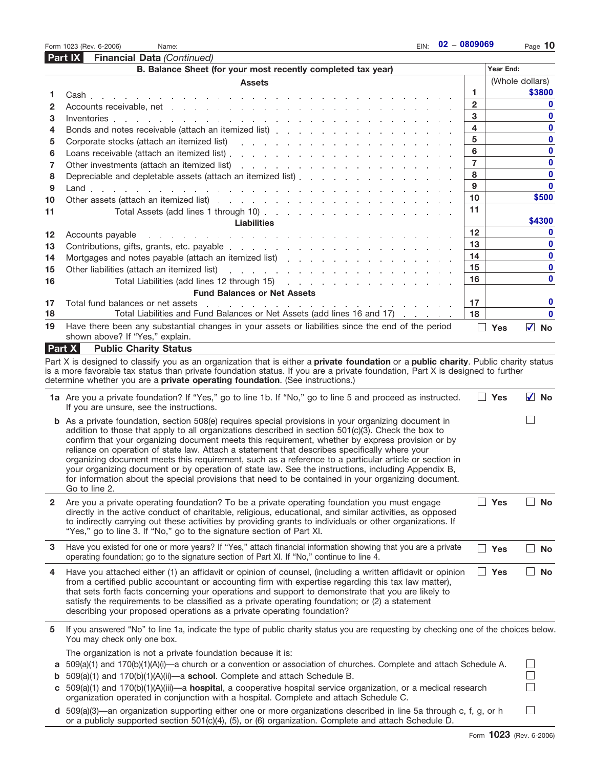Form 1023 (Rev. 6-2006) Name: EIN: 02 – 0809069

## Part IX Financial Data *(Continued)*

| | B. Balance Sheet (for your most recently completed tax year) | | Year End: |
|---|---|---|---|
| | **Assets** | | (Whole dollars) |
| 1 | Cash | 1 | $3800 |
| 2 | Accounts receivable, net | 2 | 0 |
| 3 | Inventories | 3 | 0 |
| 4 | Bonds and notes receivable (attach an itemized list) | 4 | 0 |
| 5 | Corporate stocks (attach an itemized list) | 5 | 0 |
| 6 | Loans receivable (attach an itemized list) | 6 | 0 |
| 7 | Other investments (attach an itemized list) | 7 | 0 |
| 8 | Depreciable and depletable assets (attach an itemized list) | 8 | 0 |
| 9 | Land | 9 | 0 |
| 10 | Other assets (attach an itemized list) | 10 | $500 |
| 11 | Total Assets (add lines 1 through 10) | 11 | $4300 |
| | **Liabilities** | | |
| 12 | Accounts payable | 12 | 0 |
| 13 | Contributions, gifts, grants, etc. payable | 13 | 0 |
| 14 | Mortgages and notes payable (attach an itemized list) | 14 | 0 |
| 15 | Other liabilities (attach an itemized list) | 15 | 0 |
| 16 | Total Liabilities (add lines 12 through 15) | 16 | 0 |
| | **Fund Balances or Net Assets** | | |
| 17 | Total fund balances or net assets | 17 | 0 |
| 18 | Total Liabilities and Fund Balances or Net Assets (add lines 16 and 17) | 18 | 0 |

19 Have there been any substantial changes in your assets or liabilities since the end of the period shown above? If "Yes," explain. ☐ Yes ☑ No

## Part X Public Charity Status

Part X is designed to classify you as an organization that is either a **private foundation** or a **public charity**. Public charity status is a more favorable tax status than private foundation status. If you are a private foundation, Part X is designed to further determine whether you are a **private operating foundation**. (See instructions.)

**1a** Are you a private foundation? If "Yes," go to line 1b. If "No," go to line 5 and proceed as instructed. If you are unsure, see the instructions. ☐ Yes ☑ No

**b** As a private foundation, section 508(e) requires special provisions in your organizing document in addition to those that apply to all organizations described in section 501(c)(3). Check the box to confirm that your organizing document meets this requirement, whether by express provision or by reliance on operation of state law. Attach a statement that describes specifically where your organizing document meets this requirement, such as a reference to a particular article or section in your organizing document or by operation of state law. See the instructions, including Appendix B, for information about the special provisions that need to be contained in your organizing document. Go to line 2. ☐

**2** Are you a private operating foundation? To be a private operating foundation you must engage directly in the active conduct of charitable, religious, educational, and similar activities, as opposed to indirectly carrying out these activities by providing grants to individuals or other organizations. If "Yes," go to line 3. If "No," go to the signature section of Part XI. ☐ Yes ☐ No

**3** Have you existed for one or more years? If "Yes," attach financial information showing that you are a private operating foundation; go to the signature section of Part XI. If "No," continue to line 4. ☐ Yes ☐ No

**4** Have you attached either (1) an affidavit or opinion of counsel, (including a written affidavit or opinion from a certified public accountant or accounting firm with expertise regarding this tax law matter), that sets forth facts concerning your operations and support to demonstrate that you are likely to satisfy the requirements to be classified as a private operating foundation; or (2) a statement describing your proposed operations as a private operating foundation? ☐ Yes ☐ No

**5** If you answered "No" to line 1a, indicate the type of public charity status you are requesting by checking one of the choices below. You may check only one box.

The organization is not a private foundation because it is:

**a** 509(a)(1) and 170(b)(1)(A)(i)—a church or a convention or association of churches. Complete and attach Schedule A. ☐

**b** 509(a)(1) and 170(b)(1)(A)(ii)—a **school**. Complete and attach Schedule B. ☐

**c** 509(a)(1) and 170(b)(1)(A)(iii)—a **hospital**, a cooperative hospital service organization, or a medical research organization operated in conjunction with a hospital. Complete and attach Schedule C. ☐

**d** 509(a)(3)—an organization supporting either one or more organizations described in line 5a through c, f, g, or h or a publicly supported section 501(c)(4), (5), or (6) organization. Complete and attach Schedule D. ☐

Form **1023** (Rev. 6-2006)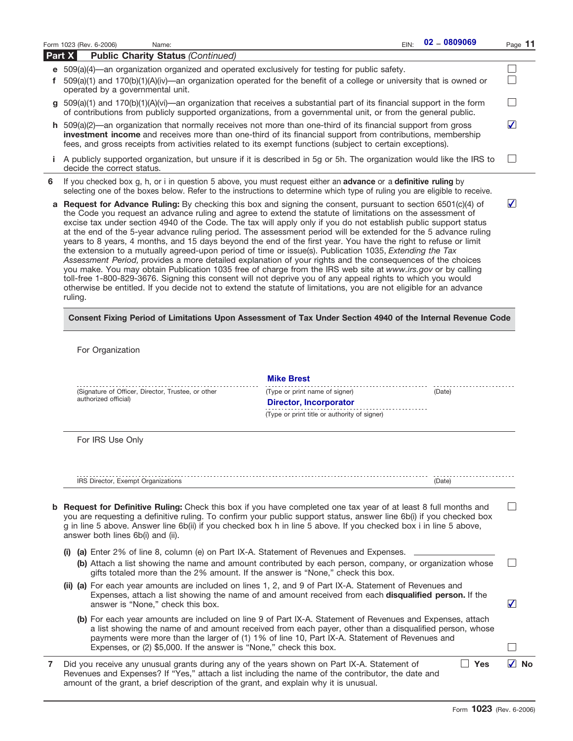Form 1023 (Rev. 6-2006) Name: EIN: 02 – 0809069

## Part X Public Charity Status *(Continued)*

**e** 509(a)(4)—an organization organized and operated exclusively for testing for public safety. ☐

**f** 509(a)(1) and 170(b)(1)(A)(iv)—an organization operated for the benefit of a college or university that is owned or operated by a governmental unit. ☐

**g** 509(a)(1) and 170(b)(1)(A)(vi)—an organization that receives a substantial part of its financial support in the form of contributions from publicly supported organizations, from a governmental unit, or from the general public. ☐

**h** 509(a)(2)—an organization that normally receives not more than one-third of its financial support from gross **investment income** and receives more than one-third of its financial support from contributions, membership fees, and gross receipts from activities related to its exempt functions (subject to certain exceptions). ☑

**i** A publicly supported organization, but unsure if it is described in 5g or 5h. The organization would like the IRS to decide the correct status. ☐

**6** If you checked box g, h, or i in question 5 above, you must request either an **advance** or a **definitive ruling** by selecting one of the boxes below. Refer to the instructions to determine which type of ruling you are eligible to receive.

**a Request for Advance Ruling:** By checking this box and signing the consent, pursuant to section 6501(c)(4) of the Code you request an advance ruling and agree to extend the statute of limitations on the assessment of excise tax under section 4940 of the Code. The tax will apply only if you do not establish public support status at the end of the 5-year advance ruling period. The assessment period will be extended for the 5 advance ruling years to 8 years, 4 months, and 15 days beyond the end of the first year. You have the right to refuse or limit the extension to a mutually agreed-upon period of time or issue(s). Publication 1035, *Extending the Tax Assessment Period,* provides a more detailed explanation of your rights and the consequences of the choices you make. You may obtain Publication 1035 free of charge from the IRS web site at *www.irs.gov* or by calling toll-free 1-800-829-3676. Signing this consent will not deprive you of any appeal rights to which you would otherwise be entitled. If you decide not to extend the statute of limitations, you are not eligible for an advance ruling. ☑

**Consent Fixing Period of Limitations Upon Assessment of Tax Under Section 4940 of the Internal Revenue Code**

For Organization

| | Mike Brest | |
|---|---|---|
| (Signature of Officer, Director, Trustee, or other authorized official) | (Type or print name of signer) | (Date) |
| | Director, Incorporator | |
| | (Type or print title or authority of signer) | |

For IRS Use Only

| | |
|---|---|
| IRS Director, Exempt Organizations | (Date) |

**b Request for Definitive Ruling:** Check this box if you have completed one tax year of at least 8 full months and you are requesting a definitive ruling. To confirm your public support status, answer line 6b(i) if you checked box g in line 5 above. Answer line 6b(ii) if you checked box h in line 5 above. If you checked box i in line 5 above, answer both lines 6b(i) and (ii). ☐

**(i) (a)** Enter 2% of line 8, column (e) on Part IX-A. Statement of Revenues and Expenses. ____________

**(b)** Attach a list showing the name and amount contributed by each person, company, or organization whose gifts totaled more than the 2% amount. If the answer is "None," check this box. ☐

**(ii) (a)** For each year amounts are included on lines 1, 2, and 9 of Part IX-A. Statement of Revenues and Expenses, attach a list showing the name of and amount received from each **disqualified person.** If the answer is "None," check this box. ☑

**(b)** For each year amounts are included on line 9 of Part IX-A. Statement of Revenues and Expenses, attach a list showing the name of and amount received from each payer, other than a disqualified person, whose payments were more than the larger of (1) 1% of line 10, Part IX-A. Statement of Revenues and Expenses, or (2) $5,000. If the answer is "None," check this box. ☐

**7** Did you receive any unusual grants during any of the years shown on Part IX-A. Statement of Revenues and Expenses? If "Yes," attach a list including the name of the contributor, the date and amount of the grant, a brief description of the grant, and explain why it is unusual. ☐ **Yes** ☑ **No**

Form **1023** (Rev. 6-2006)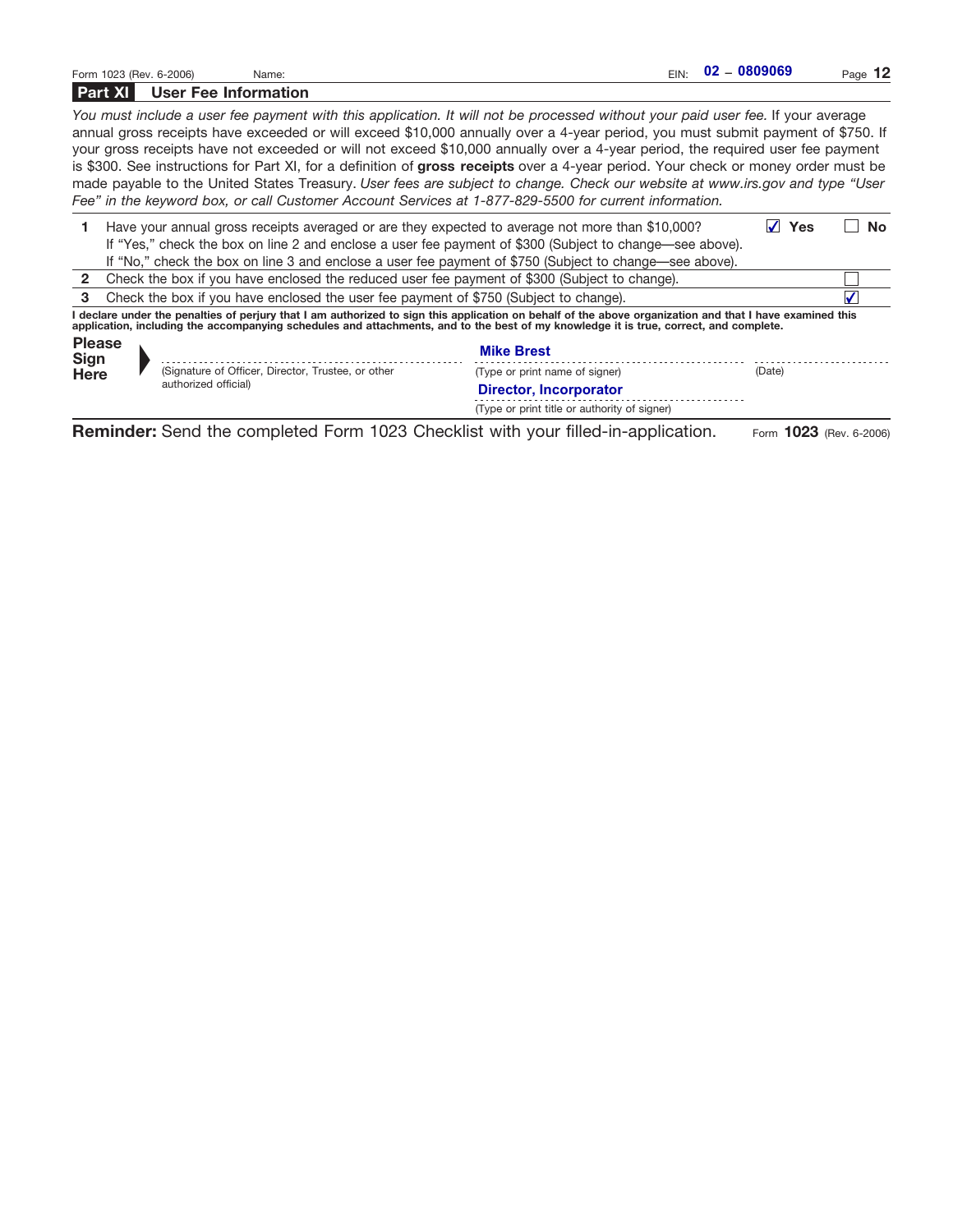EIN: 02 – 0809069

## Part XI User Fee Information

*You must include a user fee payment with this application. It will not be processed without your paid user fee.* If your average annual gross receipts have exceeded or will exceed $10,000 annually over a 4-year period, you must submit payment of $750. If your gross receipts have not exceeded or will not exceed $10,000 annually over a 4-year period, the required user fee payment is $300. See instructions for Part XI, for a definition of **gross receipts** over a 4-year period. Your check or money order must be made payable to the United States Treasury. *User fees are subject to change. Check our website at www.irs.gov and type "User Fee" in the keyword box, or call Customer Account Services at 1-877-829-5500 for current information.*

| | | |
|---|---|---|
| **1** | Have your annual gross receipts averaged or are they expected to average not more than $10,000? If "Yes," check the box on line 2 and enclose a user fee payment of $300 (Subject to change—see above). If "No," check the box on line 3 and enclose a user fee payment of $750 (Subject to change—see above). | ☑ **Yes** ☐ **No** |
| **2** | Check the box if you have enclosed the reduced user fee payment of $300 (Subject to change). | ☐ |
| **3** | Check the box if you have enclosed the user fee payment of $750 (Subject to change). | ☑ |

**I declare under the penalties of perjury that I am authorized to sign this application on behalf of the above organization and that I have examined this application, including the accompanying schedules and attachments, and to the best of my knowledge it is true, correct, and complete.**

**Please Sign Here**

(Signature of Officer, Director, Trustee, or other authorized official)

Mike Brest
(Type or print name of signer)

(Date)

Director, Incorporator
(Type or print title or authority of signer)

**Reminder:** Send the completed Form 1023 Checklist with your filled-in-application.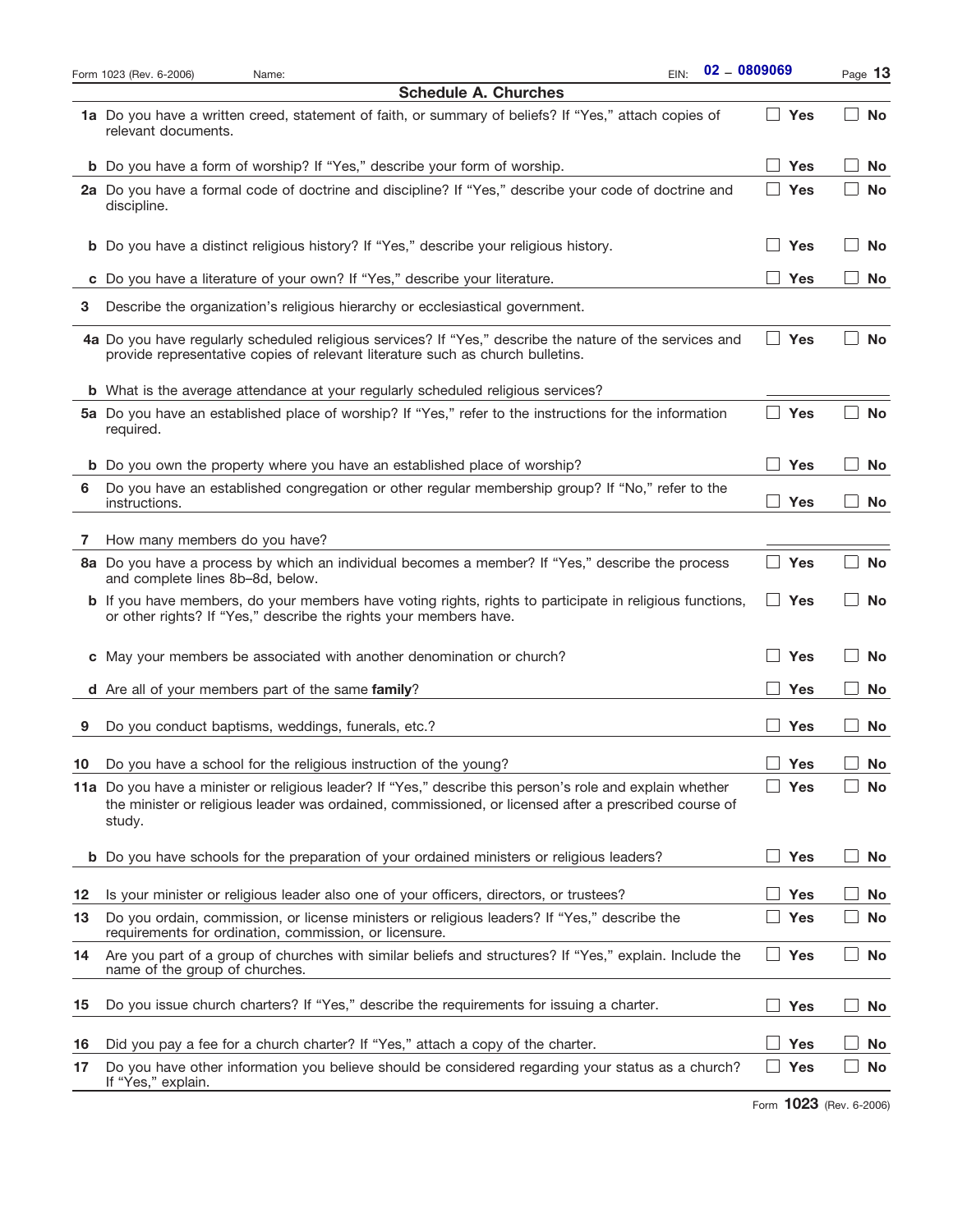Form 1023 (Rev. 6-2006) Name: EIN: 02 – 0809069

## Schedule A. Churches

**1a** Do you have a written creed, statement of faith, or summary of beliefs? If "Yes," attach copies of relevant documents. ☐ Yes ☐ No

**b** Do you have a form of worship? If "Yes," describe your form of worship. ☐ Yes ☐ No

**2a** Do you have a formal code of doctrine and discipline? If "Yes," describe your code of doctrine and discipline. ☐ Yes ☐ No

**b** Do you have a distinct religious history? If "Yes," describe your religious history. ☐ Yes ☐ No

**c** Do you have a literature of your own? If "Yes," describe your literature. ☐ Yes ☐ No

**3** Describe the organization's religious hierarchy or ecclesiastical government.

**4a** Do you have regularly scheduled religious services? If "Yes," describe the nature of the services and provide representative copies of relevant literature such as church bulletins. ☐ Yes ☐ No

**b** What is the average attendance at your regularly scheduled religious services? ____________

**5a** Do you have an established place of worship? If "Yes," refer to the instructions for the information required. ☐ Yes ☐ No

**b** Do you own the property where you have an established place of worship? ☐ Yes ☐ No

**6** Do you have an established congregation or other regular membership group? If "No," refer to the instructions. ☐ Yes ☐ No

**7** How many members do you have? ____________

**8a** Do you have a process by which an individual becomes a member? If "Yes," describe the process and complete lines 8b–8d, below. ☐ Yes ☐ No

**b** If you have members, do your members have voting rights, rights to participate in religious functions, or other rights? If "Yes," describe the rights your members have. ☐ Yes ☐ No

**c** May your members be associated with another denomination or church? ☐ Yes ☐ No

**d** Are all of your members part of the same **family**? ☐ Yes ☐ No

**9** Do you conduct baptisms, weddings, funerals, etc.? ☐ Yes ☐ No

**10** Do you have a school for the religious instruction of the young? ☐ Yes ☐ No

**11a** Do you have a minister or religious leader? If "Yes," describe this person's role and explain whether the minister or religious leader was ordained, commissioned, or licensed after a prescribed course of study. ☐ Yes ☐ No

**b** Do you have schools for the preparation of your ordained ministers or religious leaders? ☐ Yes ☐ No

**12** Is your minister or religious leader also one of your officers, directors, or trustees? ☐ Yes ☐ No

**13** Do you ordain, commission, or license ministers or religious leaders? If "Yes," describe the requirements for ordination, commission, or licensure. ☐ Yes ☐ No

**14** Are you part of a group of churches with similar beliefs and structures? If "Yes," explain. Include the name of the group of churches. ☐ Yes ☐ No

**15** Do you issue church charters? If "Yes," describe the requirements for issuing a charter. ☐ Yes ☐ No

**16** Did you pay a fee for a church charter? If "Yes," attach a copy of the charter. ☐ Yes ☐ No

**17** Do you have other information you believe should be considered regarding your status as a church? If "Yes," explain. ☐ Yes ☐ No

Form **1023** (Rev. 6-2006)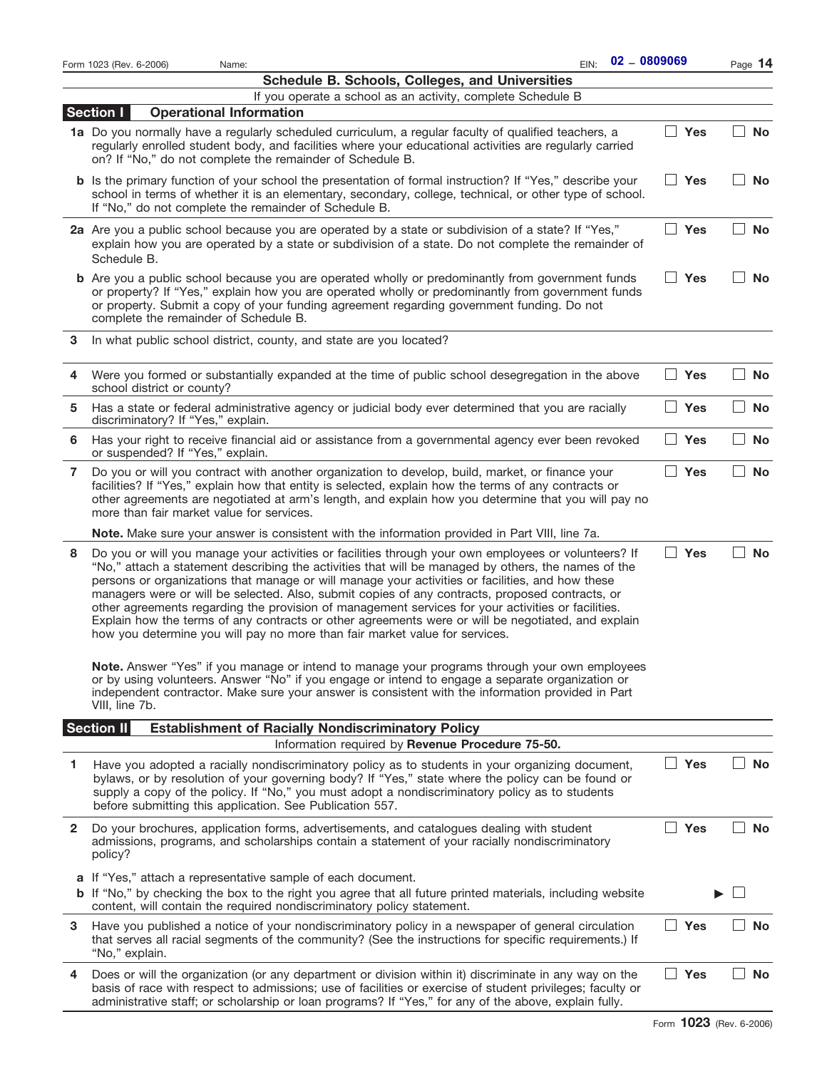Name: EIN: 02 – 0809069

## Schedule B. Schools, Colleges, and Universities

If you operate a school as an activity, complete Schedule B

### Section I Operational Information

**1a** Do you normally have a regularly scheduled curriculum, a regular faculty of qualified teachers, a regularly enrolled student body, and facilities where your educational activities are regularly carried on? If "No," do not complete the remainder of Schedule B. ☐ Yes ☐ No

**b** Is the primary function of your school the presentation of formal instruction? If "Yes," describe your school in terms of whether it is an elementary, secondary, college, technical, or other type of school. If "No," do not complete the remainder of Schedule B. ☐ Yes ☐ No

**2a** Are you a public school because you are operated by a state or subdivision of a state? If "Yes," explain how you are operated by a state or subdivision of a state. Do not complete the remainder of Schedule B. ☐ Yes ☐ No

**b** Are you a public school because you are operated wholly or predominantly from government funds or property? If "Yes," explain how you are operated wholly or predominantly from government funds or property. Submit a copy of your funding agreement regarding government funding. Do not complete the remainder of Schedule B. ☐ Yes ☐ No

**3** In what public school district, county, and state are you located?

**4** Were you formed or substantially expanded at the time of public school desegregation in the above school district or county? ☐ Yes ☐ No

**5** Has a state or federal administrative agency or judicial body ever determined that you are racially discriminatory? If "Yes," explain. ☐ Yes ☐ No

**6** Has your right to receive financial aid or assistance from a governmental agency ever been revoked or suspended? If "Yes," explain. ☐ Yes ☐ No

**7** Do you or will you contract with another organization to develop, build, market, or finance your facilities? If "Yes," explain how that entity is selected, explain how the terms of any contracts or other agreements are negotiated at arm's length, and explain how you determine that you will pay no more than fair market value for services. ☐ Yes ☐ No

**Note.** Make sure your answer is consistent with the information provided in Part VIII, line 7a.

**8** Do you or will you manage your activities or facilities through your own employees or volunteers? If "No," attach a statement describing the activities that will be managed by others, the names of the persons or organizations that manage or will manage your activities or facilities, and how these managers were or will be selected. Also, submit copies of any contracts, proposed contracts, or other agreements regarding the provision of management services for your activities or facilities. Explain how the terms of any contracts or other agreements were or will be negotiated, and explain how you determine you will pay no more than fair market value for services. ☐ Yes ☐ No

**Note.** Answer "Yes" if you manage or intend to manage your programs through your own employees or by using volunteers. Answer "No" if you engage or intend to engage a separate organization or independent contractor. Make sure your answer is consistent with the information provided in Part VIII, line 7b.

### Section II Establishment of Racially Nondiscriminatory Policy

Information required by **Revenue Procedure 75-50.**

**1** Have you adopted a racially nondiscriminatory policy as to students in your organizing document, bylaws, or by resolution of your governing body? If "Yes," state where the policy can be found or supply a copy of the policy. If "No," you must adopt a nondiscriminatory policy as to students before submitting this application. See Publication 557. ☐ Yes ☐ No

**2** Do your brochures, application forms, advertisements, and catalogues dealing with student admissions, programs, and scholarships contain a statement of your racially nondiscriminatory policy? ☐ Yes ☐ No

**a** If "Yes," attach a representative sample of each document.

**b** If "No," by checking the box to the right you agree that all future printed materials, including website content, will contain the required nondiscriminatory policy statement. ▶ ☐

**3** Have you published a notice of your nondiscriminatory policy in a newspaper of general circulation that serves all racial segments of the community? (See the instructions for specific requirements.) If "No," explain. ☐ Yes ☐ No

**4** Does or will the organization (or any department or division within it) discriminate in any way on the basis of race with respect to admissions; use of facilities or exercise of student privileges; faculty or administrative staff; or scholarship or loan programs? If "Yes," for any of the above, explain fully. ☐ Yes ☐ No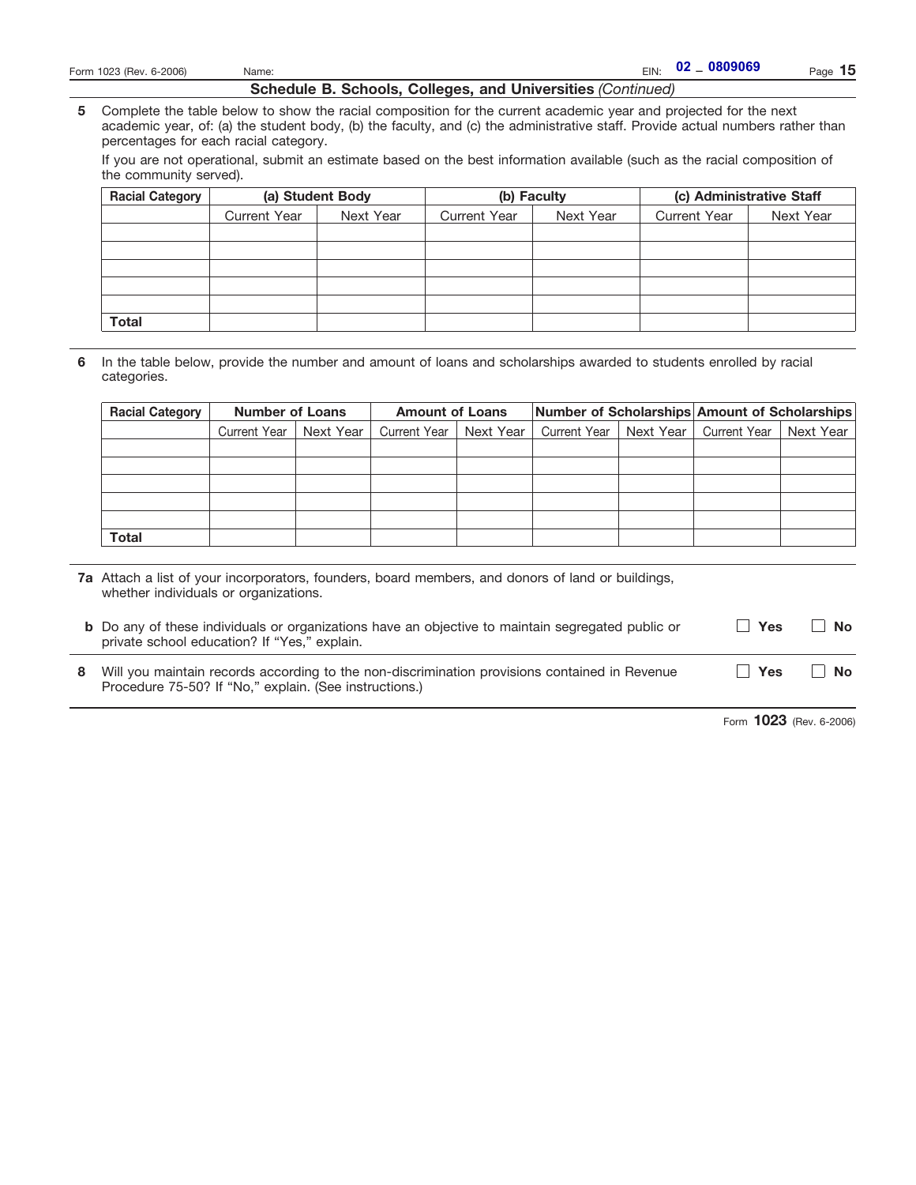Name: EIN: 02 – 0809069

## Schedule B. Schools, Colleges, and Universities *(Continued)*

**5** Complete the table below to show the racial composition for the current academic year and projected for the next academic year, of: (a) the student body, (b) the faculty, and (c) the administrative staff. Provide actual numbers rather than percentages for each racial category.

If you are not operational, submit an estimate based on the best information available (such as the racial composition of the community served).

| Racial Category | (a) Student Body | | (b) Faculty | | (c) Administrative Staff | |
|---|---|---|---|---|---|---|
| | Current Year | Next Year | Current Year | Next Year | Current Year | Next Year |
| | | | | | | |
| | | | | | | |
| | | | | | | |
| | | | | | | |
| | | | | | | |
| **Total** | | | | | | |

**6** In the table below, provide the number and amount of loans and scholarships awarded to students enrolled by racial categories.

| Racial Category | Number of Loans | | Amount of Loans | | Number of Scholarships | | Amount of Scholarships | |
|---|---|---|---|---|---|---|---|---|
| | Current Year | Next Year | Current Year | Next Year | Current Year | Next Year | Current Year | Next Year |
| | | | | | | | | |
| | | | | | | | | |
| | | | | | | | | |
| | | | | | | | | |
| | | | | | | | | |
| **Total** | | | | | | | | |

**7a** Attach a list of your incorporators, founders, board members, and donors of land or buildings, whether individuals or organizations.

**b** Do any of these individuals or organizations have an objective to maintain segregated public or private school education? If "Yes," explain. ☐ **Yes** ☐ **No**

**8** Will you maintain records according to the non-discrimination provisions contained in Revenue Procedure 75-50? If "No," explain. (See instructions.) ☐ **Yes** ☐ **No**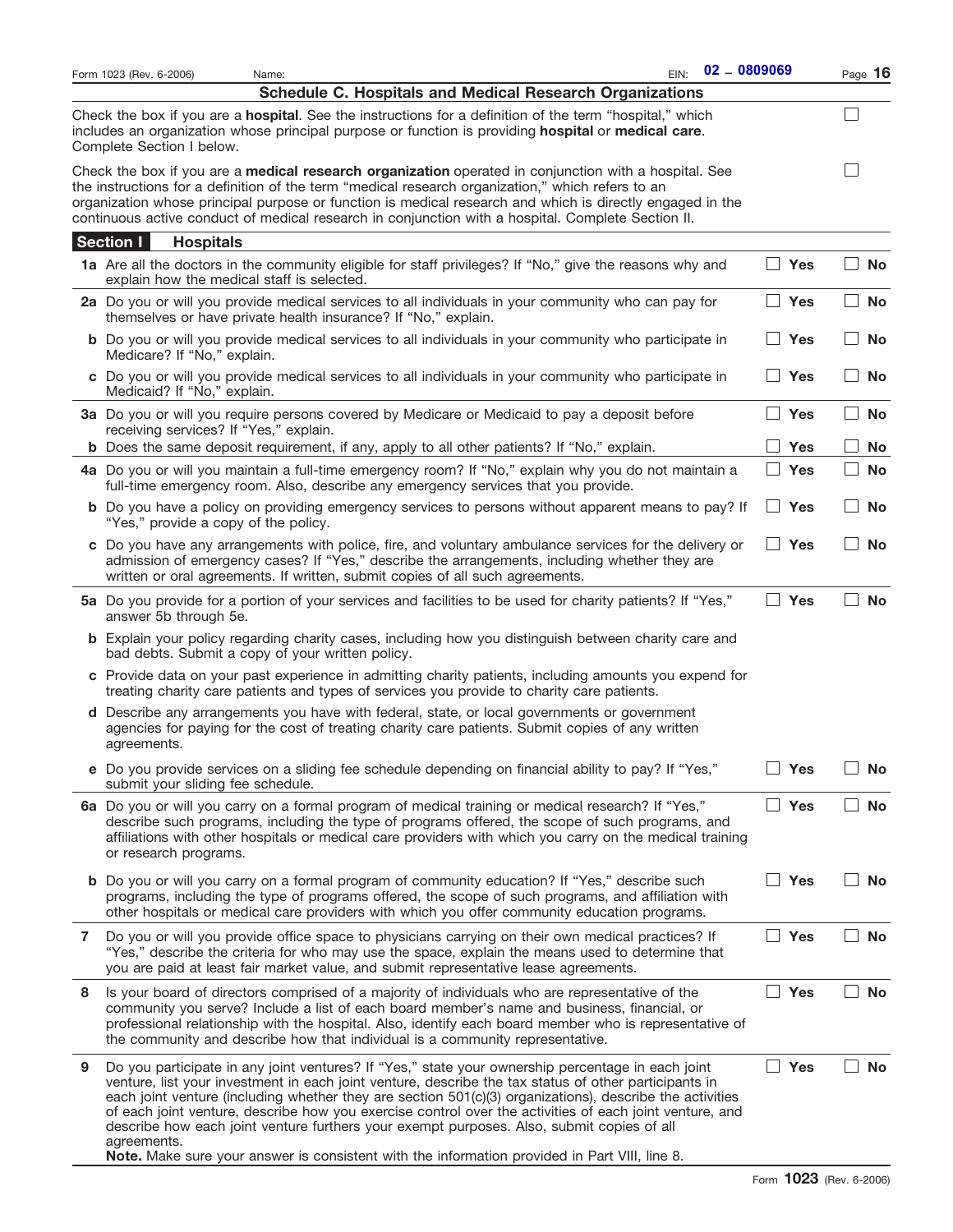Form 1023 (Rev. 6-2006) Name: EIN: 02 – 0809069

## Schedule C. Hospitals and Medical Research Organizations

Check the box if you are a **hospital**. See the instructions for a definition of the term "hospital," which includes an organization whose principal purpose or function is providing **hospital** or **medical care**. Complete Section I below. ☐

Check the box if you are a **medical research organization** operated in conjunction with a hospital. See the instructions for a definition of the term "medical research organization," which refers to an organization whose principal purpose or function is medical research and which is directly engaged in the continuous active conduct of medical research in conjunction with a hospital. Complete Section II. ☐

### Section I Hospitals

**1a** Are all the doctors in the community eligible for staff privileges? If "No," give the reasons why and explain how the medical staff is selected. ☐ **Yes** ☐ **No**

**2a** Do you or will you provide medical services to all individuals in your community who can pay for themselves or have private health insurance? If "No," explain. ☐ **Yes** ☐ **No**

**b** Do you or will you provide medical services to all individuals in your community who participate in Medicare? If "No," explain. ☐ **Yes** ☐ **No**

**c** Do you or will you provide medical services to all individuals in your community who participate in Medicaid? If "No," explain. ☐ **Yes** ☐ **No**

**3a** Do you or will you require persons covered by Medicare or Medicaid to pay a deposit before receiving services? If "Yes," explain. ☐ **Yes** ☐ **No**

**b** Does the same deposit requirement, if any, apply to all other patients? If "No," explain. ☐ **Yes** ☐ **No**

**4a** Do you or will you maintain a full-time emergency room? If "No," explain why you do not maintain a full-time emergency room. Also, describe any emergency services that you provide. ☐ **Yes** ☐ **No**

**b** Do you have a policy on providing emergency services to persons without apparent means to pay? If "Yes," provide a copy of the policy. ☐ **Yes** ☐ **No**

**c** Do you have any arrangements with police, fire, and voluntary ambulance services for the delivery or admission of emergency cases? If "Yes," describe the arrangements, including whether they are written or oral agreements. If written, submit copies of all such agreements. ☐ **Yes** ☐ **No**

**5a** Do you provide for a portion of your services and facilities to be used for charity patients? If "Yes," answer 5b through 5e. ☐ **Yes** ☐ **No**

**b** Explain your policy regarding charity cases, including how you distinguish between charity care and bad debts. Submit a copy of your written policy.

**c** Provide data on your past experience in admitting charity patients, including amounts you expend for treating charity care patients and types of services you provide to charity care patients.

**d** Describe any arrangements you have with federal, state, or local governments or government agencies for paying for the cost of treating charity care patients. Submit copies of any written agreements.

**e** Do you provide services on a sliding fee schedule depending on financial ability to pay? If "Yes," submit your sliding fee schedule. ☐ **Yes** ☐ **No**

**6a** Do you or will you carry on a formal program of medical training or medical research? If "Yes," describe such programs, including the type of programs offered, the scope of such programs, and affiliations with other hospitals or medical care providers with which you carry on the medical training or research programs. ☐ **Yes** ☐ **No**

**b** Do you or will you carry on a formal program of community education? If "Yes," describe such programs, including the type of programs offered, the scope of such programs, and affiliation with other hospitals or medical care providers with which you offer community education programs. ☐ **Yes** ☐ **No**

**7** Do you or will you provide office space to physicians carrying on their own medical practices? If "Yes," describe the criteria for who may use the space, explain the means used to determine that you are paid at least fair market value, and submit representative lease agreements. ☐ **Yes** ☐ **No**

**8** Is your board of directors comprised of a majority of individuals who are representative of the community you serve? Include a list of each board member's name and business, financial, or professional relationship with the hospital. Also, identify each board member who is representative of the community and describe how that individual is a community representative. ☐ **Yes** ☐ **No**

**9** Do you participate in any joint ventures? If "Yes," state your ownership percentage in each joint venture, list your investment in each joint venture, describe the tax status of other participants in each joint venture (including whether they are section 501(c)(3) organizations), describe the activities of each joint venture, describe how you exercise control over the activities of each joint venture, and describe how each joint venture furthers your exempt purposes. Also, submit copies of all agreements. ☐ **Yes** ☐ **No**

**Note.** Make sure your answer is consistent with the information provided in Part VIII, line 8.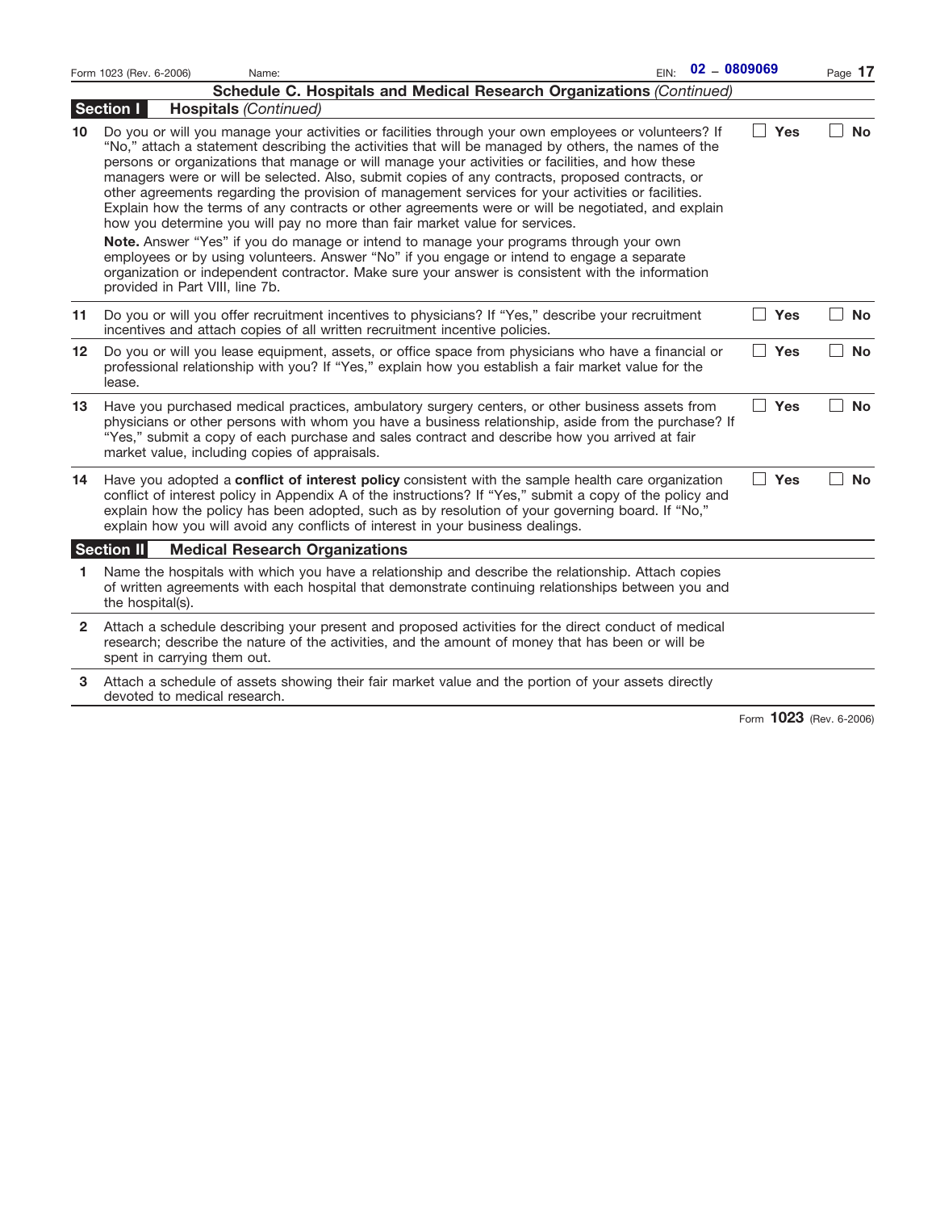Form 1023 (Rev. 6-2006) Name: EIN: 02 – 0809069

## Schedule C. Hospitals and Medical Research Organizations *(Continued)*

### Section I Hospitals *(Continued)*

**10** Do you or will you manage your activities or facilities through your own employees or volunteers? If "No," attach a statement describing the activities that will be managed by others, the names of the persons or organizations that manage or will manage your activities or facilities, and how these managers were or will be selected. Also, submit copies of any contracts, proposed contracts, or other agreements regarding the provision of management services for your activities or facilities. Explain how the terms of any contracts or other agreements were or will be negotiated, and explain how you determine you will pay no more than fair market value for services. ☐ **Yes** ☐ **No**

**Note.** Answer "Yes" if you do manage or intend to manage your programs through your own employees or by using volunteers. Answer "No" if you engage or intend to engage a separate organization or independent contractor. Make sure your answer is consistent with the information provided in Part VIII, line 7b.

**11** Do you or will you offer recruitment incentives to physicians? If "Yes," describe your recruitment incentives and attach copies of all written recruitment incentive policies. ☐ **Yes** ☐ **No**

**12** Do you or will you lease equipment, assets, or office space from physicians who have a financial or professional relationship with you? If "Yes," explain how you establish a fair market value for the lease. ☐ **Yes** ☐ **No**

**13** Have you purchased medical practices, ambulatory surgery centers, or other business assets from physicians or other persons with whom you have a business relationship, aside from the purchase? If "Yes," submit a copy of each purchase and sales contract and describe how you arrived at fair market value, including copies of appraisals. ☐ **Yes** ☐ **No**

**14** Have you adopted a **conflict of interest policy** consistent with the sample health care organization conflict of interest policy in Appendix A of the instructions? If "Yes," submit a copy of the policy and explain how the policy has been adopted, such as by resolution of your governing board. If "No," explain how you will avoid any conflicts of interest in your business dealings. ☐ **Yes** ☐ **No**

### Section II Medical Research Organizations

**1** Name the hospitals with which you have a relationship and describe the relationship. Attach copies of written agreements with each hospital that demonstrate continuing relationships between you and the hospital(s).

**2** Attach a schedule describing your present and proposed activities for the direct conduct of medical research; describe the nature of the activities, and the amount of money that has been or will be spent in carrying them out.

**3** Attach a schedule of assets showing their fair market value and the portion of your assets directly devoted to medical research.

Form **1023** (Rev. 6-2006)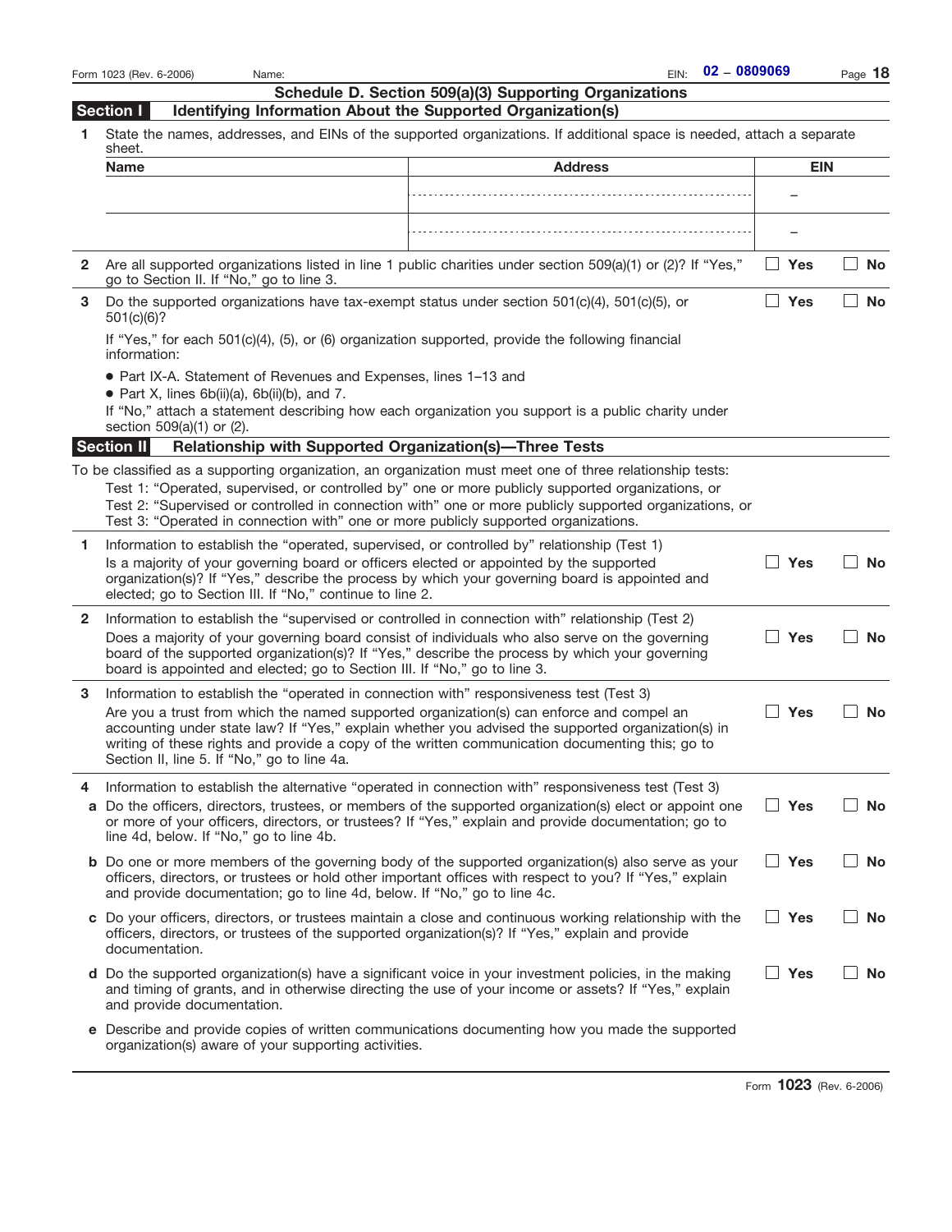Name: EIN: 02 – 0809069

## Schedule D. Section 509(a)(3) Supporting Organizations

### Section I Identifying Information About the Supported Organization(s)

**1** State the names, addresses, and EINs of the supported organizations. If additional space is needed, attach a separate sheet.

| Name | Address | EIN |
|---|---|---|
| | | – |
| | | – |

**2** Are all supported organizations listed in line 1 public charities under section 509(a)(1) or (2)? If "Yes," go to Section II. If "No," go to line 3. ☐ Yes ☐ No

**3** Do the supported organizations have tax-exempt status under section 501(c)(4), 501(c)(5), or 501(c)(6)? ☐ Yes ☐ No

If "Yes," for each 501(c)(4), (5), or (6) organization supported, provide the following financial information:

- Part IX-A. Statement of Revenues and Expenses, lines 1–13 and
- Part X, lines 6b(ii)(a), 6b(ii)(b), and 7.

If "No," attach a statement describing how each organization you support is a public charity under section 509(a)(1) or (2).

### Section II Relationship with Supported Organization(s)—Three Tests

To be classified as a supporting organization, an organization must meet one of three relationship tests:

Test 1: "Operated, supervised, or controlled by" one or more publicly supported organizations, or
Test 2: "Supervised or controlled in connection with" one or more publicly supported organizations, or
Test 3: "Operated in connection with" one or more publicly supported organizations.

**1** Information to establish the "operated, supervised, or controlled by" relationship (Test 1)
Is a majority of your governing board or officers elected or appointed by the supported organization(s)? If "Yes," describe the process by which your governing board is appointed and elected; go to Section III. If "No," continue to line 2. ☐ Yes ☐ No

**2** Information to establish the "supervised or controlled in connection with" relationship (Test 2)
Does a majority of your governing board consist of individuals who also serve on the governing board of the supported organization(s)? If "Yes," describe the process by which your governing board is appointed and elected; go to Section III. If "No," go to line 3. ☐ Yes ☐ No

**3** Information to establish the "operated in connection with" responsiveness test (Test 3)
Are you a trust from which the named supported organization(s) can enforce and compel an accounting under state law? If "Yes," explain whether you advised the supported organization(s) in writing of these rights and provide a copy of the written communication documenting this; go to Section II, line 5. If "No," go to line 4a. ☐ Yes ☐ No

**4** Information to establish the alternative "operated in connection with" responsiveness test (Test 3)

**a** Do the officers, directors, trustees, or members of the supported organization(s) elect or appoint one or more of your officers, directors, or trustees? If "Yes," explain and provide documentation; go to line 4d, below. If "No," go to line 4b. ☐ Yes ☐ No

**b** Do one or more members of the governing body of the supported organization(s) also serve as your officers, directors, or trustees or hold other important offices with respect to you? If "Yes," explain and provide documentation; go to line 4d, below. If "No," go to line 4c. ☐ Yes ☐ No

**c** Do your officers, directors, or trustees maintain a close and continuous working relationship with the officers, directors, or trustees of the supported organization(s)? If "Yes," explain and provide documentation. ☐ Yes ☐ No

**d** Do the supported organization(s) have a significant voice in your investment policies, in the making and timing of grants, and in otherwise directing the use of your income or assets? If "Yes," explain and provide documentation. ☐ Yes ☐ No

**e** Describe and provide copies of written communications documenting how you made the supported organization(s) aware of your supporting activities.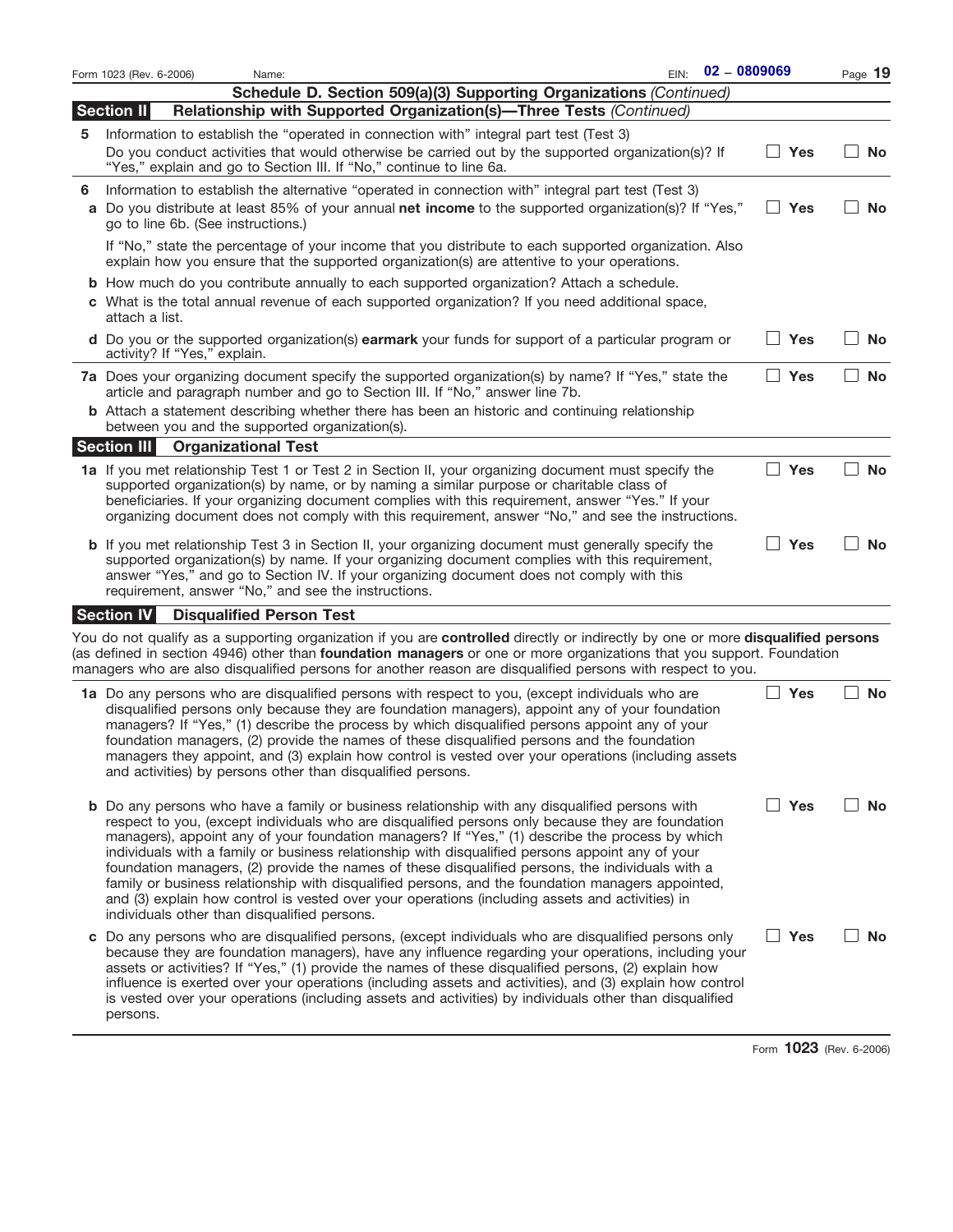Form 1023 (Rev. 6-2006) Name: EIN: 02 – 0809069

## Schedule D. Section 509(a)(3) Supporting Organizations *(Continued)*

### Section II Relationship with Supported Organization(s)—Three Tests *(Continued)*

**5** Information to establish the "operated in connection with" integral part test (Test 3)
Do you conduct activities that would otherwise be carried out by the supported organization(s)? If "Yes," explain and go to Section III. If "No," continue to line 6a. ☐ Yes ☐ No

**6** Information to establish the alternative "operated in connection with" integral part test (Test 3)

**a** Do you distribute at least 85% of your annual **net income** to the supported organization(s)? If "Yes," go to line 6b. (See instructions.) ☐ Yes ☐ No

If "No," state the percentage of your income that you distribute to each supported organization. Also explain how you ensure that the supported organization(s) are attentive to your operations.

**b** How much do you contribute annually to each supported organization? Attach a schedule.

**c** What is the total annual revenue of each supported organization? If you need additional space, attach a list.

**d** Do you or the supported organization(s) **earmark** your funds for support of a particular program or activity? If "Yes," explain. ☐ Yes ☐ No

**7a** Does your organizing document specify the supported organization(s) by name? If "Yes," state the article and paragraph number and go to Section III. If "No," answer line 7b. ☐ Yes ☐ No

**b** Attach a statement describing whether there has been an historic and continuing relationship between you and the supported organization(s).

### Section III Organizational Test

**1a** If you met relationship Test 1 or Test 2 in Section II, your organizing document must specify the supported organization(s) by name, or by naming a similar purpose or charitable class of beneficiaries. If your organizing document complies with this requirement, answer "Yes." If your organizing document does not comply with this requirement, answer "No," and see the instructions. ☐ Yes ☐ No

**b** If you met relationship Test 3 in Section II, your organizing document must generally specify the supported organization(s) by name. If your organizing document complies with this requirement, answer "Yes," and go to Section IV. If your organizing document does not comply with this requirement, answer "No," and see the instructions. ☐ Yes ☐ No

### Section IV Disqualified Person Test

You do not qualify as a supporting organization if you are **controlled** directly or indirectly by one or more **disqualified persons** (as defined in section 4946) other than **foundation managers** or one or more organizations that you support. Foundation managers who are also disqualified persons for another reason are disqualified persons with respect to you.

**1a** Do any persons who are disqualified persons with respect to you, (except individuals who are disqualified persons only because they are foundation managers), appoint any of your foundation managers? If "Yes," (1) describe the process by which disqualified persons appoint any of your foundation managers, (2) provide the names of these disqualified persons and the foundation managers they appoint, and (3) explain how control is vested over your operations (including assets and activities) by persons other than disqualified persons. ☐ Yes ☐ No

**b** Do any persons who have a family or business relationship with any disqualified persons with respect to you, (except individuals who are disqualified persons only because they are foundation managers), appoint any of your foundation managers? If "Yes," (1) describe the process by which individuals with a family or business relationship with disqualified persons appoint any of your foundation managers, (2) provide the names of these disqualified persons, the individuals with a family or business relationship with disqualified persons, and the foundation managers appointed, and (3) explain how control is vested over your operations (including assets and activities) in individuals other than disqualified persons. ☐ Yes ☐ No

**c** Do any persons who are disqualified persons, (except individuals who are disqualified persons only because they are foundation managers), have any influence regarding your operations, including your assets or activities? If "Yes," (1) provide the names of these disqualified persons, (2) explain how influence is exerted over your operations (including assets and activities), and (3) explain how control is vested over your operations (including assets and activities) by individuals other than disqualified persons. ☐ Yes ☐ No

Form **1023** (Rev. 6-2006)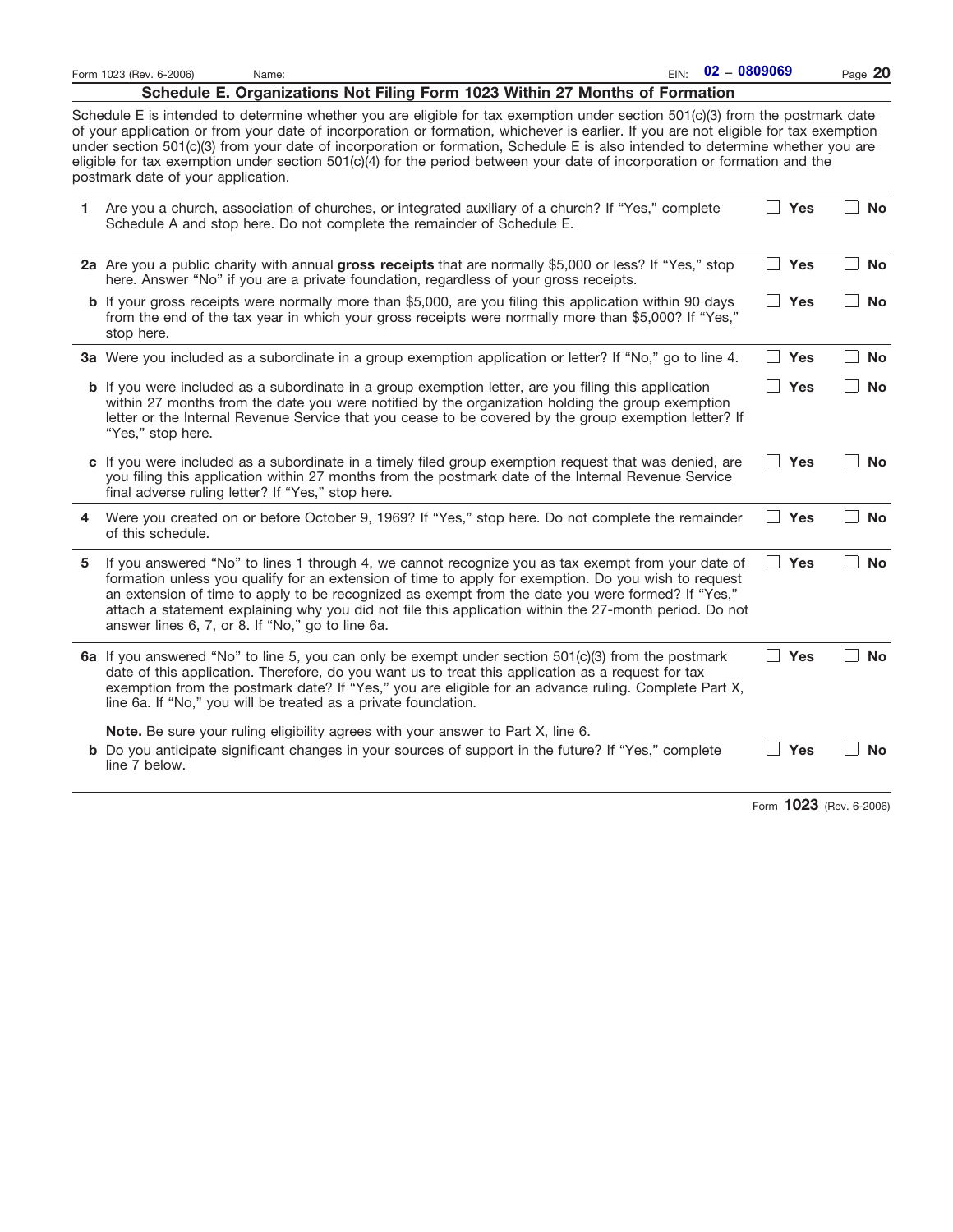Name: EIN: 02 – 0809069

## Schedule E. Organizations Not Filing Form 1023 Within 27 Months of Formation

Schedule E is intended to determine whether you are eligible for tax exemption under section 501(c)(3) from the postmark date of your application or from your date of incorporation or formation, whichever is earlier. If you are not eligible for tax exemption under section 501(c)(3) from your date of incorporation or formation, Schedule E is also intended to determine whether you are eligible for tax exemption under section 501(c)(4) for the period between your date of incorporation or formation and the postmark date of your application.

| | | | |
|---|---|---|---|
| **1** | Are you a church, association of churches, or integrated auxiliary of a church? If "Yes," complete Schedule A and stop here. Do not complete the remainder of Schedule E. | ☐ **Yes** | ☐ **No** |
| **2a** | Are you a public charity with annual **gross receipts** that are normally $5,000 or less? If "Yes," stop here. Answer "No" if you are a private foundation, regardless of your gross receipts. | ☐ **Yes** | ☐ **No** |
| **b** | If your gross receipts were normally more than $5,000, are you filing this application within 90 days from the end of the tax year in which your gross receipts were normally more than $5,000? If "Yes," stop here. | ☐ **Yes** | ☐ **No** |
| **3a** | Were you included as a subordinate in a group exemption application or letter? If "No," go to line 4. | ☐ **Yes** | ☐ **No** |
| **b** | If you were included as a subordinate in a group exemption letter, are you filing this application within 27 months from the date you were notified by the organization holding the group exemption letter or the Internal Revenue Service that you cease to be covered by the group exemption letter? If "Yes," stop here. | ☐ **Yes** | ☐ **No** |
| **c** | If you were included as a subordinate in a timely filed group exemption request that was denied, are you filing this application within 27 months from the postmark date of the Internal Revenue Service final adverse ruling letter? If "Yes," stop here. | ☐ **Yes** | ☐ **No** |
| **4** | Were you created on or before October 9, 1969? If "Yes," stop here. Do not complete the remainder of this schedule. | ☐ **Yes** | ☐ **No** |
| **5** | If you answered "No" to lines 1 through 4, we cannot recognize you as tax exempt from your date of formation unless you qualify for an extension of time to apply for exemption. Do you wish to request an extension of time to apply to be recognized as exempt from the date you were formed? If "Yes," attach a statement explaining why you did not file this application within the 27-month period. Do not answer lines 6, 7, or 8. If "No," go to line 6a. | ☐ **Yes** | ☐ **No** |
| **6a** | If you answered "No" to line 5, you can only be exempt under section 501(c)(3) from the postmark date of this application. Therefore, do you want us to treat this application as a request for tax exemption from the postmark date? If "Yes," you are eligible for an advance ruling. Complete Part X, line 6a. If "No," you will be treated as a private foundation. | ☐ **Yes** | ☐ **No** |
| | **Note.** Be sure your ruling eligibility agrees with your answer to Part X, line 6. | | |
| **b** | Do you anticipate significant changes in your sources of support in the future? If "Yes," complete line 7 below. | ☐ **Yes** | ☐ **No** |

Form **1023** (Rev. 6-2006)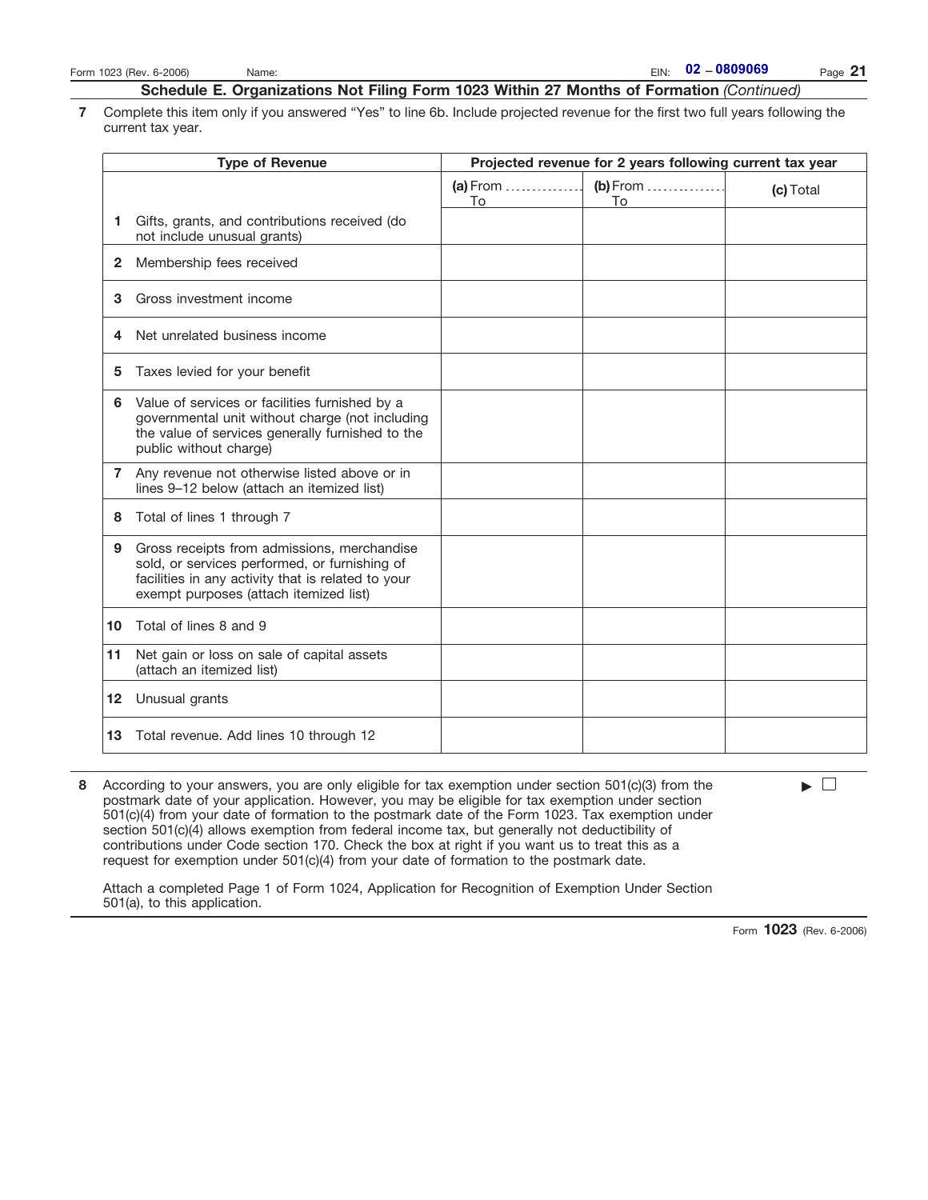## Schedule E. Organizations Not Filing Form 1023 Within 27 Months of Formation *(Continued)*

**7** Complete this item only if you answered "Yes" to line 6b. Include projected revenue for the first two full years following the current tax year.

| Type of Revenue | Projected revenue for 2 years following current tax year | | |
|---|---|---|---|
| | **(a)** From ............ To | **(b)** From ............ To | **(c)** Total |
| **1** Gifts, grants, and contributions received (do not include unusual grants) | | | |
| **2** Membership fees received | | | |
| **3** Gross investment income | | | |
| **4** Net unrelated business income | | | |
| **5** Taxes levied for your benefit | | | |
| **6** Value of services or facilities furnished by a governmental unit without charge (not including the value of services generally furnished to the public without charge) | | | |
| **7** Any revenue not otherwise listed above or in lines 9–12 below (attach an itemized list) | | | |
| **8** Total of lines 1 through 7 | | | |
| **9** Gross receipts from admissions, merchandise sold, or services performed, or furnishing of facilities in any activity that is related to your exempt purposes (attach itemized list) | | | |
| **10** Total of lines 8 and 9 | | | |
| **11** Net gain or loss on sale of capital assets (attach an itemized list) | | | |
| **12** Unusual grants | | | |
| **13** Total revenue. Add lines 10 through 12 | | | |

**8** According to your answers, you are only eligible for tax exemption under section 501(c)(3) from the postmark date of your application. However, you may be eligible for tax exemption under section 501(c)(4) from your date of formation to the postmark date of the Form 1023. Tax exemption under section 501(c)(4) allows exemption from federal income tax, but generally not deductibility of contributions under Code section 170. Check the box at right if you want us to treat this as a request for exemption under 501(c)(4) from your date of formation to the postmark date. ▶ ☐

Attach a completed Page 1 of Form 1024, Application for Recognition of Exemption Under Section 501(a), to this application.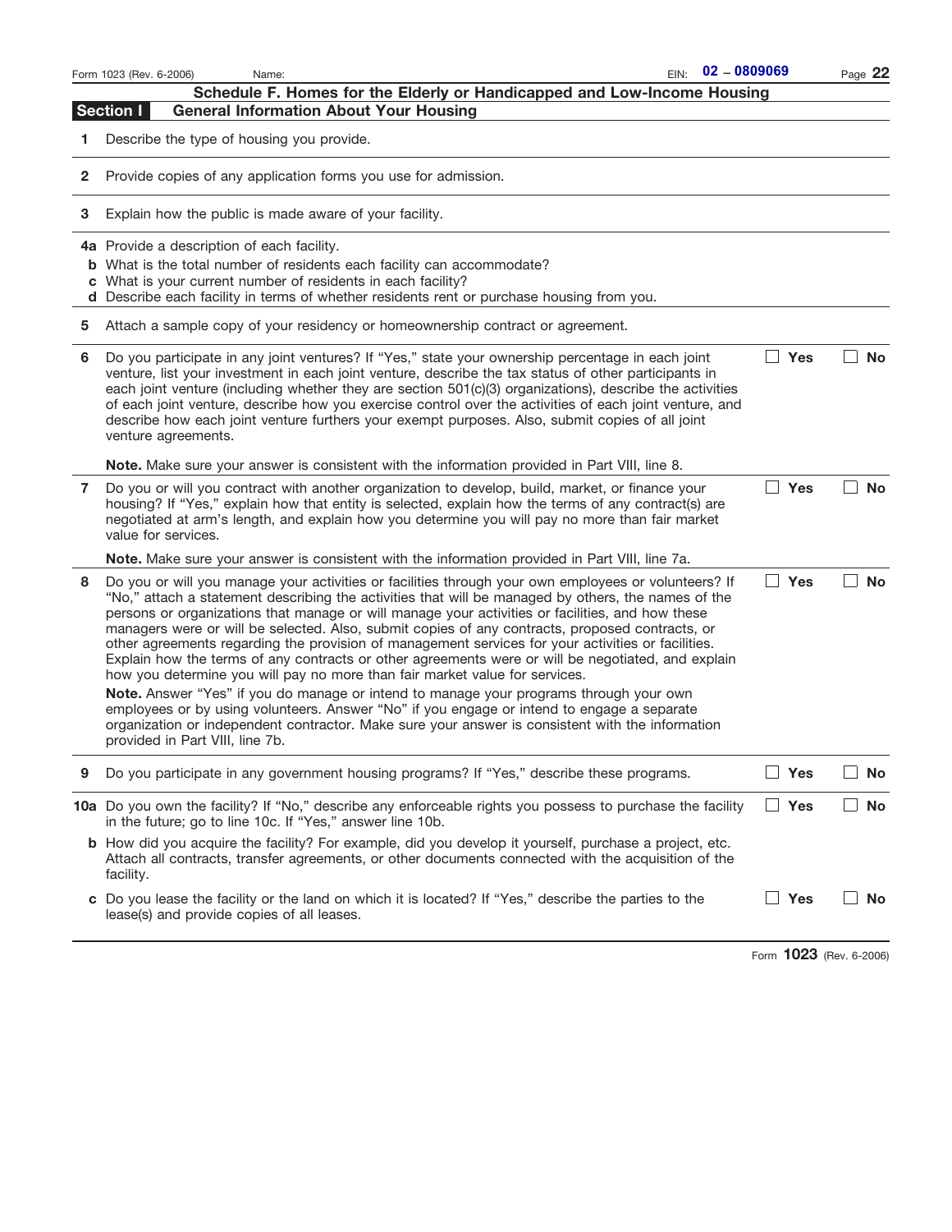Name: EIN: 02 – 0809069

# Schedule F. Homes for the Elderly or Handicapped and Low-Income Housing

## Section I General Information About Your Housing

**1** Describe the type of housing you provide.

**2** Provide copies of any application forms you use for admission.

**3** Explain how the public is made aware of your facility.

**4a** Provide a description of each facility.

**b** What is the total number of residents each facility can accommodate?

**c** What is your current number of residents in each facility?

**d** Describe each facility in terms of whether residents rent or purchase housing from you.

**5** Attach a sample copy of your residency or homeownership contract or agreement.

**6** Do you participate in any joint ventures? If "Yes," state your ownership percentage in each joint venture, list your investment in each joint venture, describe the tax status of other participants in each joint venture (including whether they are section 501(c)(3) organizations), describe the activities of each joint venture, describe how you exercise control over the activities of each joint venture, and describe how each joint venture furthers your exempt purposes. Also, submit copies of all joint venture agreements. ☐ Yes ☐ No

**Note.** Make sure your answer is consistent with the information provided in Part VIII, line 8.

**7** Do you or will you contract with another organization to develop, build, market, or finance your housing? If "Yes," explain how that entity is selected, explain how the terms of any contract(s) are negotiated at arm's length, and explain how you determine you will pay no more than fair market value for services. ☐ Yes ☐ No

**Note.** Make sure your answer is consistent with the information provided in Part VIII, line 7a.

**8** Do you or will you manage your activities or facilities through your own employees or volunteers? If "No," attach a statement describing the activities that will be managed by others, the names of the persons or organizations that manage or will manage your activities or facilities, and how these managers were or will be selected. Also, submit copies of any contracts, proposed contracts, or other agreements regarding the provision of management services for your activities or facilities. Explain how the terms of any contracts or other agreements were or will be negotiated, and explain how you determine you will pay no more than fair market value for services. ☐ Yes ☐ No

**Note.** Answer "Yes" if you do manage or intend to manage your programs through your own employees or by using volunteers. Answer "No" if you engage or intend to engage a separate organization or independent contractor. Make sure your answer is consistent with the information provided in Part VIII, line 7b.

**9** Do you participate in any government housing programs? If "Yes," describe these programs. ☐ Yes ☐ No

**10a** Do you own the facility? If "No," describe any enforceable rights you possess to purchase the facility in the future; go to line 10c. If "Yes," answer line 10b. ☐ Yes ☐ No

**b** How did you acquire the facility? For example, did you develop it yourself, purchase a project, etc. Attach all contracts, transfer agreements, or other documents connected with the acquisition of the facility.

**c** Do you lease the facility or the land on which it is located? If "Yes," describe the parties to the lease(s) and provide copies of all leases. ☐ Yes ☐ No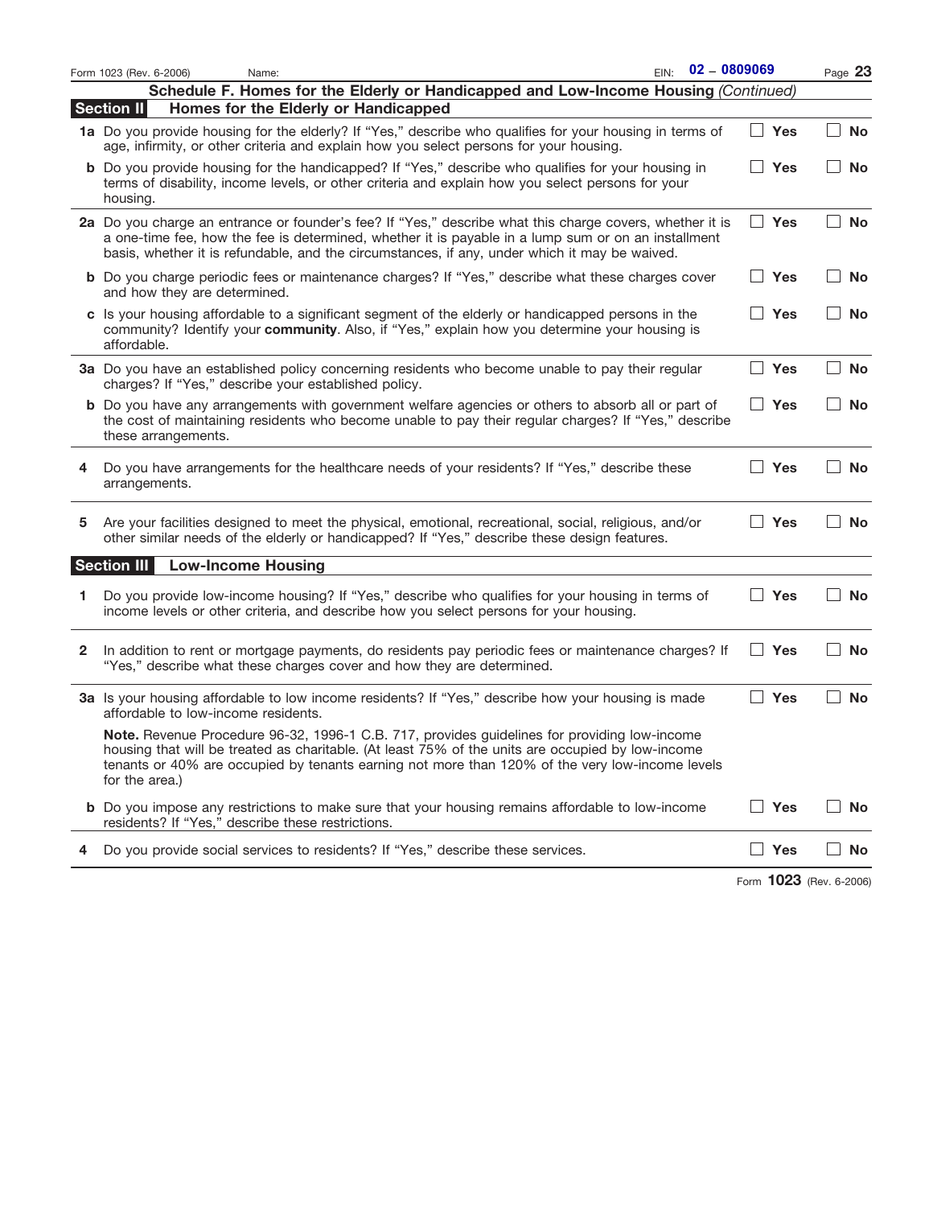Form 1023 (Rev. 6-2006) Name: EIN: 02 – 0809069

## Schedule F. Homes for the Elderly or Handicapped and Low-Income Housing *(Continued)*

### Section II Homes for the Elderly or Handicapped

**1a** Do you provide housing for the elderly? If "Yes," describe who qualifies for your housing in terms of age, infirmity, or other criteria and explain how you select persons for your housing. ☐ **Yes** ☐ **No**

**b** Do you provide housing for the handicapped? If "Yes," describe who qualifies for your housing in terms of disability, income levels, or other criteria and explain how you select persons for your housing. ☐ **Yes** ☐ **No**

**2a** Do you charge an entrance or founder's fee? If "Yes," describe what this charge covers, whether it is a one-time fee, how the fee is determined, whether it is payable in a lump sum or on an installment basis, whether it is refundable, and the circumstances, if any, under which it may be waived. ☐ **Yes** ☐ **No**

**b** Do you charge periodic fees or maintenance charges? If "Yes," describe what these charges cover and how they are determined. ☐ **Yes** ☐ **No**

**c** Is your housing affordable to a significant segment of the elderly or handicapped persons in the community? Identify your **community**. Also, if "Yes," explain how you determine your housing is affordable. ☐ **Yes** ☐ **No**

**3a** Do you have an established policy concerning residents who become unable to pay their regular charges? If "Yes," describe your established policy. ☐ **Yes** ☐ **No**

**b** Do you have any arrangements with government welfare agencies or others to absorb all or part of the cost of maintaining residents who become unable to pay their regular charges? If "Yes," describe these arrangements. ☐ **Yes** ☐ **No**

**4** Do you have arrangements for the healthcare needs of your residents? If "Yes," describe these arrangements. ☐ **Yes** ☐ **No**

**5** Are your facilities designed to meet the physical, emotional, recreational, social, religious, and/or other similar needs of the elderly or handicapped? If "Yes," describe these design features. ☐ **Yes** ☐ **No**

### Section III Low-Income Housing

**1** Do you provide low-income housing? If "Yes," describe who qualifies for your housing in terms of income levels or other criteria, and describe how you select persons for your housing. ☐ **Yes** ☐ **No**

**2** In addition to rent or mortgage payments, do residents pay periodic fees or maintenance charges? If "Yes," describe what these charges cover and how they are determined. ☐ **Yes** ☐ **No**

**3a** Is your housing affordable to low income residents? If "Yes," describe how your housing is made affordable to low-income residents. ☐ **Yes** ☐ **No**

**Note.** Revenue Procedure 96-32, 1996-1 C.B. 717, provides guidelines for providing low-income housing that will be treated as charitable. (At least 75% of the units are occupied by low-income tenants or 40% are occupied by tenants earning not more than 120% of the very low-income levels for the area.)

**b** Do you impose any restrictions to make sure that your housing remains affordable to low-income residents? If "Yes," describe these restrictions. ☐ **Yes** ☐ **No**

**4** Do you provide social services to residents? If "Yes," describe these services. ☐ **Yes** ☐ **No**

Form **1023** (Rev. 6-2006)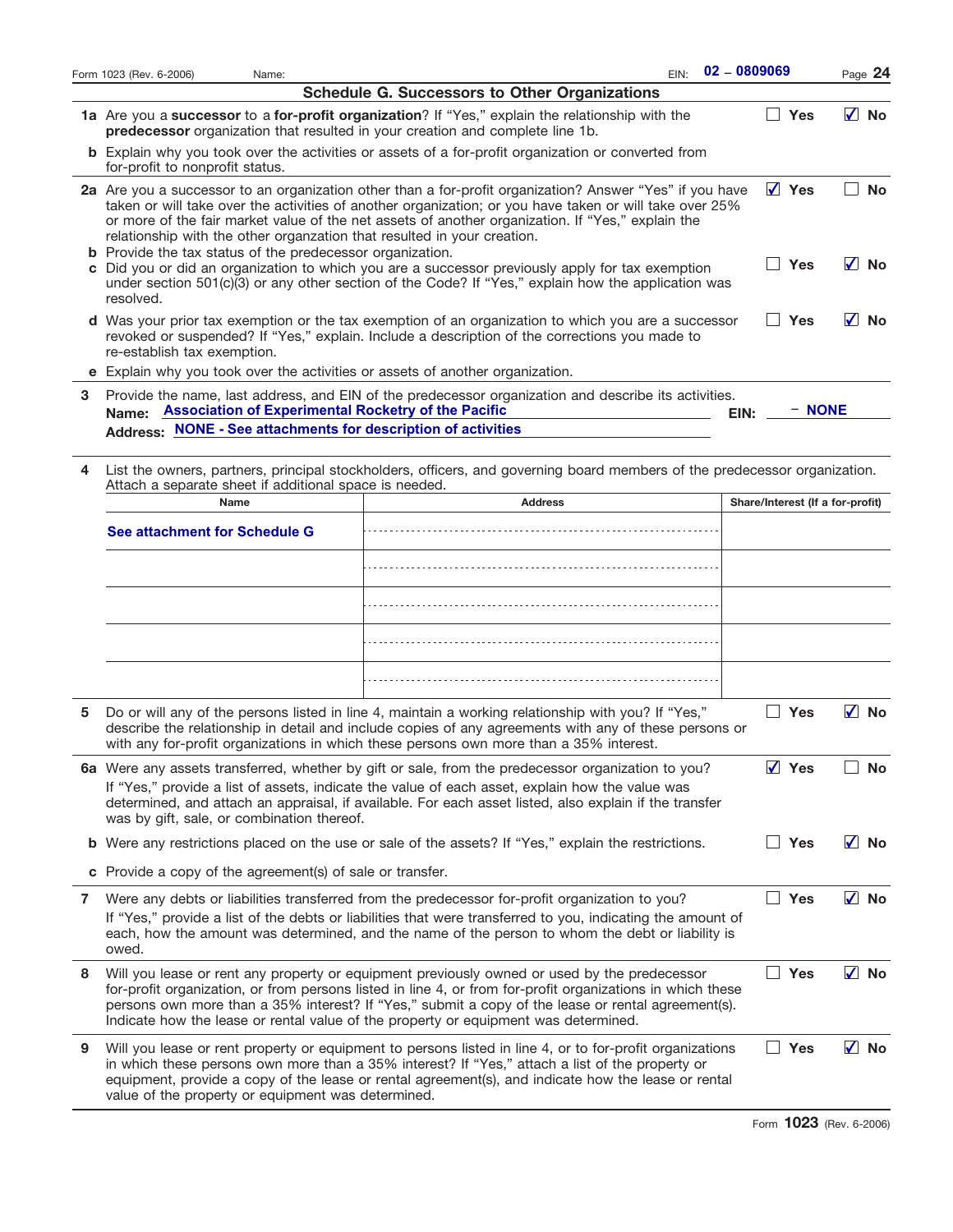Form 1023 (Rev. 6-2006) Name: EIN: **02 – 0809069**

## Schedule G. Successors to Other Organizations

**1a** Are you a **successor** to a **for-profit organization**? If "Yes," explain the relationship with the **predecessor** organization that resulted in your creation and complete line 1b. ☐ Yes ☑ No

**b** Explain why you took over the activities or assets of a for-profit organization or converted from for-profit to nonprofit status.

**2a** Are you a successor to an organization other than a for-profit organization? Answer "Yes" if you have taken or will take over the activities of another organization; or you have taken or will take over 25% or more of the fair market value of the net assets of another organization. If "Yes," explain the relationship with the other organzation that resulted in your creation. ☑ Yes ☐ No

**b** Provide the tax status of the predecessor organization.

**c** Did you or did an organization to which you are a successor previously apply for tax exemption under section 501(c)(3) or any other section of the Code? If "Yes," explain how the application was resolved. ☐ Yes ☑ No

**d** Was your prior tax exemption or the tax exemption of an organization to which you are a successor revoked or suspended? If "Yes," explain. Include a description of the corrections you made to re-establish tax exemption. ☐ Yes ☑ No

**e** Explain why you took over the activities or assets of another organization.

**3** Provide the name, last address, and EIN of the predecessor organization and describe its activities.

**Name:** Association of Experimental Rocketry of the Pacific **EIN:** – NONE

**Address:** NONE - See attachments for description of activities

**4** List the owners, partners, principal stockholders, officers, and governing board members of the predecessor organization. Attach a separate sheet if additional space is needed.

| Name | Address | Share/Interest (If a for-profit) |
|---|---|---|
| See attachment for Schedule G | | |
| | | |
| | | |
| | | |
| | | |

**5** Do or will any of the persons listed in line 4, maintain a working relationship with you? If "Yes," describe the relationship in detail and include copies of any agreements with any of these persons or with any for-profit organizations in which these persons own more than a 35% interest. ☐ Yes ☑ No

**6a** Were any assets transferred, whether by gift or sale, from the predecessor organization to you? If "Yes," provide a list of assets, indicate the value of each asset, explain how the value was determined, and attach an appraisal, if available. For each asset listed, also explain if the transfer was by gift, sale, or combination thereof. ☑ Yes ☐ No

**b** Were any restrictions placed on the use or sale of the assets? If "Yes," explain the restrictions. ☐ Yes ☑ No

**c** Provide a copy of the agreement(s) of sale or transfer.

**7** Were any debts or liabilities transferred from the predecessor for-profit organization to you? If "Yes," provide a list of the debts or liabilities that were transferred to you, indicating the amount of each, how the amount was determined, and the name of the person to whom the debt or liability is owed. ☐ Yes ☑ No

**8** Will you lease or rent any property or equipment previously owned or used by the predecessor for-profit organization, or from persons listed in line 4, or from for-profit organizations in which these persons own more than a 35% interest? If "Yes," submit a copy of the lease or rental agreement(s). Indicate how the lease or rental value of the property or equipment was determined. ☐ Yes ☑ No

**9** Will you lease or rent property or equipment to persons listed in line 4, or to for-profit organizations in which these persons own more than a 35% interest? If "Yes," attach a list of the property or equipment, provide a copy of the lease or rental agreement(s), and indicate how the lease or rental value of the property or equipment was determined. ☐ Yes ☑ No

Form **1023** (Rev. 6-2006)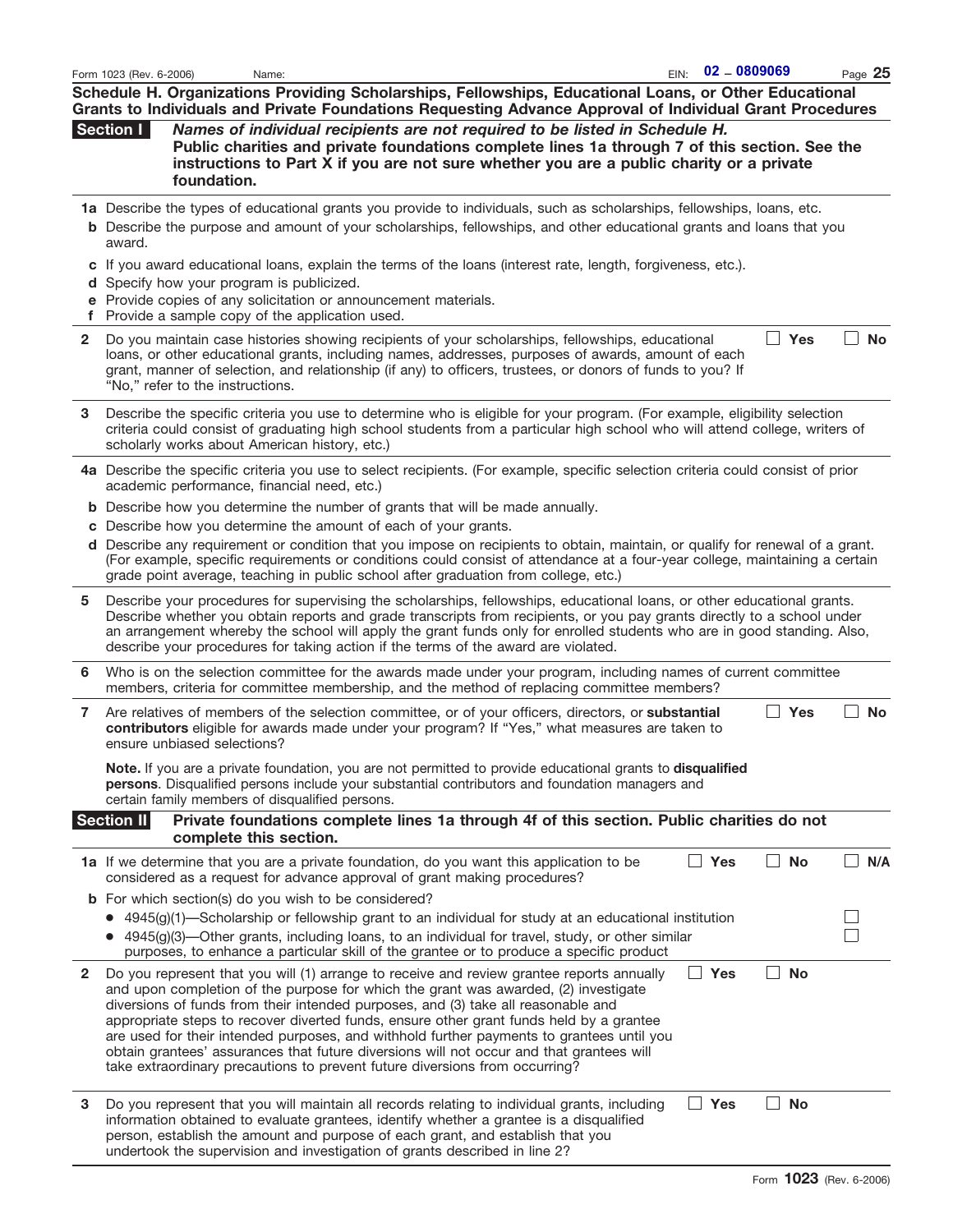Name: EIN: 02 – 0809069

## Schedule H. Organizations Providing Scholarships, Fellowships, Educational Loans, or Other Educational Grants to Individuals and Private Foundations Requesting Advance Approval of Individual Grant Procedures

**Section I** ***Names of individual recipients are not required to be listed in Schedule H.***
**Public charities and private foundations complete lines 1a through 7 of this section. See the instructions to Part X if you are not sure whether you are a public charity or a private foundation.**

**1a** Describe the types of educational grants you provide to individuals, such as scholarships, fellowships, loans, etc.

**b** Describe the purpose and amount of your scholarships, fellowships, and other educational grants and loans that you award.

**c** If you award educational loans, explain the terms of the loans (interest rate, length, forgiveness, etc.).

**d** Specify how your program is publicized.

**e** Provide copies of any solicitation or announcement materials.

**f** Provide a sample copy of the application used.

**2** Do you maintain case histories showing recipients of your scholarships, fellowships, educational loans, or other educational grants, including names, addresses, purposes of awards, amount of each grant, manner of selection, and relationship (if any) to officers, trustees, or donors of funds to you? If "No," refer to the instructions. ☐ Yes ☐ No

**3** Describe the specific criteria you use to determine who is eligible for your program. (For example, eligibility selection criteria could consist of graduating high school students from a particular high school who will attend college, writers of scholarly works about American history, etc.)

**4a** Describe the specific criteria you use to select recipients. (For example, specific selection criteria could consist of prior academic performance, financial need, etc.)

**b** Describe how you determine the number of grants that will be made annually.

**c** Describe how you determine the amount of each of your grants.

**d** Describe any requirement or condition that you impose on recipients to obtain, maintain, or qualify for renewal of a grant. (For example, specific requirements or conditions could consist of attendance at a four-year college, maintaining a certain grade point average, teaching in public school after graduation from college, etc.)

**5** Describe your procedures for supervising the scholarships, fellowships, educational loans, or other educational grants. Describe whether you obtain reports and grade transcripts from recipients, or you pay grants directly to a school under an arrangement whereby the school will apply the grant funds only for enrolled students who are in good standing. Also, describe your procedures for taking action if the terms of the award are violated.

**6** Who is on the selection committee for the awards made under your program, including names of current committee members, criteria for committee membership, and the method of replacing committee members?

**7** Are relatives of members of the selection committee, or of your officers, directors, or **substantial contributors** eligible for awards made under your program? If "Yes," what measures are taken to ensure unbiased selections? ☐ Yes ☐ No

**Note.** If you are a private foundation, you are not permitted to provide educational grants to **disqualified persons**. Disqualified persons include your substantial contributors and foundation managers and certain family members of disqualified persons.

**Section II** **Private foundations complete lines 1a through 4f of this section. Public charities do not complete this section.**

**1a** If we determine that you are a private foundation, do you want this application to be considered as a request for advance approval of grant making procedures? ☐ Yes ☐ No ☐ N/A

**b** For which section(s) do you wish to be considered?

- 4945(g)(1)—Scholarship or fellowship grant to an individual for study at an educational institution ☐
- 4945(g)(3)—Other grants, including loans, to an individual for travel, study, or other similar purposes, to enhance a particular skill of the grantee or to produce a specific product ☐

**2** Do you represent that you will (1) arrange to receive and review grantee reports annually and upon completion of the purpose for which the grant was awarded, (2) investigate diversions of funds from their intended purposes, and (3) take all reasonable and appropriate steps to recover diverted funds, ensure other grant funds held by a grantee are used for their intended purposes, and withhold further payments to grantees until you obtain grantees' assurances that future diversions will not occur and that grantees will take extraordinary precautions to prevent future diversions from occurring? ☐ Yes ☐ No

**3** Do you represent that you will maintain all records relating to individual grants, including information obtained to evaluate grantees, identify whether a grantee is a disqualified person, establish the amount and purpose of each grant, and establish that you undertook the supervision and investigation of grants described in line 2? ☐ Yes ☐ No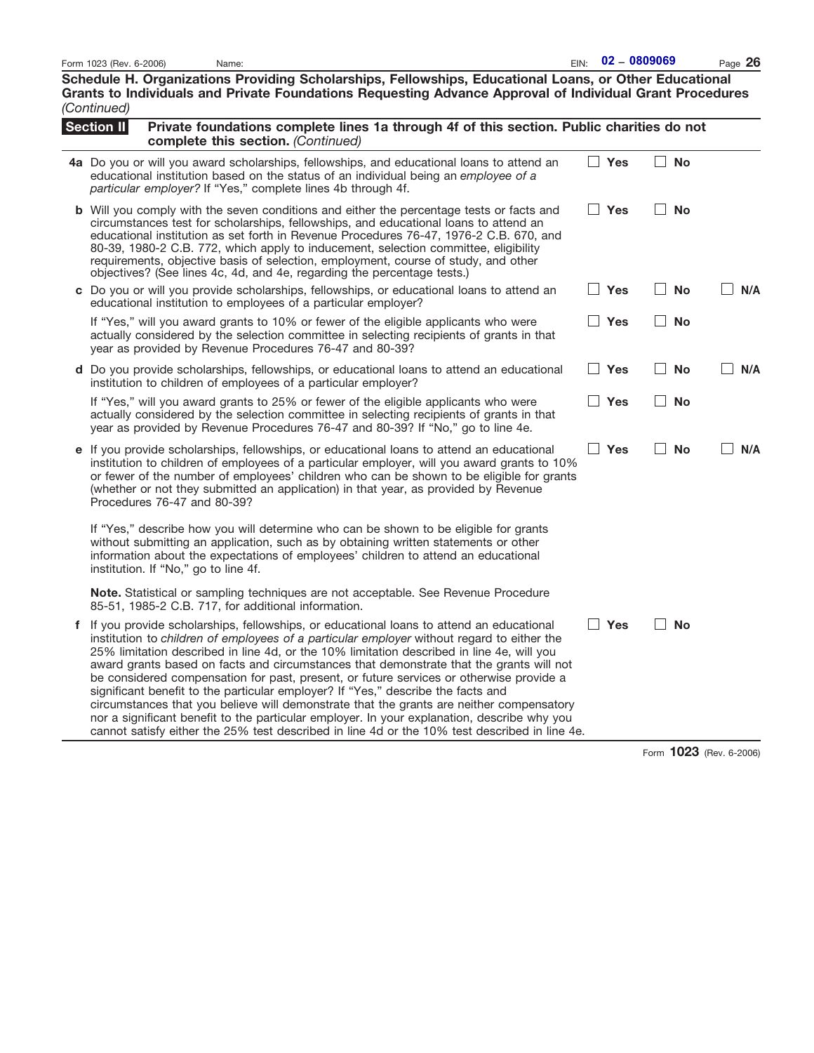Form 1023 (Rev. 6-2006) Name: EIN: 02 – 0809069

**Schedule H. Organizations Providing Scholarships, Fellowships, Educational Loans, or Other Educational Grants to Individuals and Private Foundations Requesting Advance Approval of Individual Grant Procedures** *(Continued)*

**Section II** **Private foundations complete lines 1a through 4f of this section. Public charities do not complete this section.** *(Continued)*

**4a** Do you or will you award scholarships, fellowships, and educational loans to attend an educational institution based on the status of an individual being an *employee of a particular employer?* If "Yes," complete lines 4b through 4f. ☐ **Yes** ☐ **No**

**b** Will you comply with the seven conditions and either the percentage tests or facts and circumstances test for scholarships, fellowships, and educational loans to attend an educational institution as set forth in Revenue Procedures 76-47, 1976-2 C.B. 670, and 80-39, 1980-2 C.B. 772, which apply to inducement, selection committee, eligibility requirements, objective basis of selection, employment, course of study, and other objectives? (See lines 4c, 4d, and 4e, regarding the percentage tests.) ☐ **Yes** ☐ **No**

**c** Do you or will you provide scholarships, fellowships, or educational loans to attend an educational institution to employees of a particular employer? ☐ **Yes** ☐ **No** ☐ **N/A**

If "Yes," will you award grants to 10% or fewer of the eligible applicants who were actually considered by the selection committee in selecting recipients of grants in that year as provided by Revenue Procedures 76-47 and 80-39? ☐ **Yes** ☐ **No**

**d** Do you provide scholarships, fellowships, or educational loans to attend an educational institution to children of employees of a particular employer? ☐ **Yes** ☐ **No** ☐ **N/A**

If "Yes," will you award grants to 25% or fewer of the eligible applicants who were actually considered by the selection committee in selecting recipients of grants in that year as provided by Revenue Procedures 76-47 and 80-39? If "No," go to line 4e. ☐ **Yes** ☐ **No**

**e** If you provide scholarships, fellowships, or educational loans to attend an educational institution to children of employees of a particular employer, will you award grants to 10% or fewer of the number of employees' children who can be shown to be eligible for grants (whether or not they submitted an application) in that year, as provided by Revenue Procedures 76-47 and 80-39? ☐ **Yes** ☐ **No** ☐ **N/A**

If "Yes," describe how you will determine who can be shown to be eligible for grants without submitting an application, such as by obtaining written statements or other information about the expectations of employees' children to attend an educational institution. If "No," go to line 4f.

**Note.** Statistical or sampling techniques are not acceptable. See Revenue Procedure 85-51, 1985-2 C.B. 717, for additional information.

**f** If you provide scholarships, fellowships, or educational loans to attend an educational institution to *children of employees of a particular employer* without regard to either the 25% limitation described in line 4d, or the 10% limitation described in line 4e, will you award grants based on facts and circumstances that demonstrate that the grants will not be considered compensation for past, present, or future services or otherwise provide a significant benefit to the particular employer? If "Yes," describe the facts and circumstances that you believe will demonstrate that the grants are neither compensatory nor a significant benefit to the particular employer. In your explanation, describe why you cannot satisfy either the 25% test described in line 4d or the 10% test described in line 4e. ☐ **Yes** ☐ **No**

Form **1023** (Rev. 6-2006)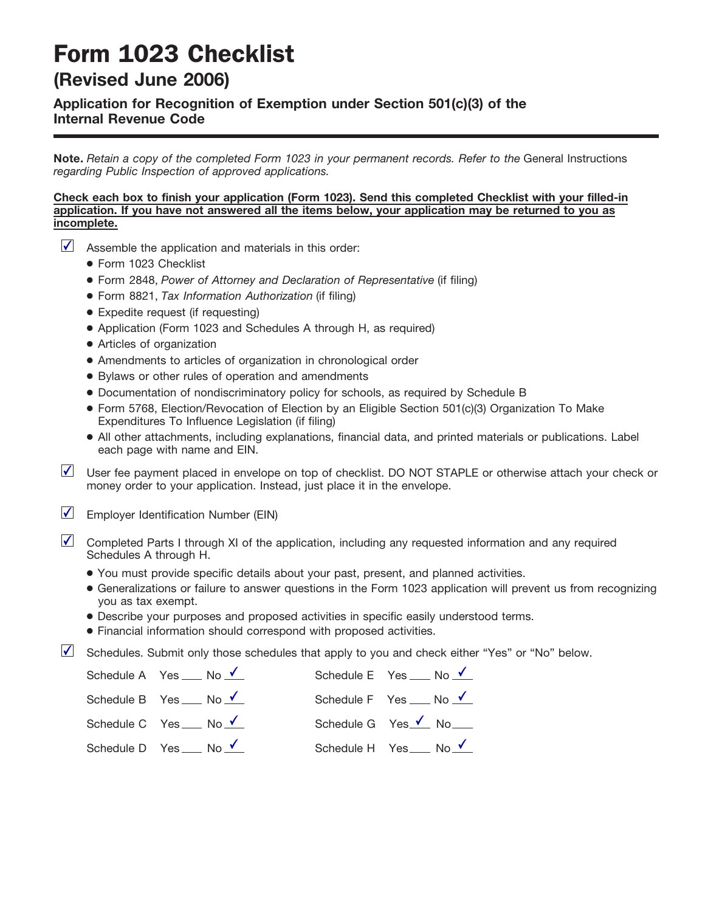# Form 1023 Checklist

## (Revised June 2006)

### Application for Recognition of Exemption under Section 501(c)(3) of the Internal Revenue Code

**Note.** *Retain a copy of the completed Form 1023 in your permanent records. Refer to the* General Instructions *regarding Public Inspection of approved applications.*

**Check each box to finish your application (Form 1023). Send this completed Checklist with your filled-in application. If you have not answered all the items below, your application may be returned to you as incomplete.**

☑ Assemble the application and materials in this order:

- Form 1023 Checklist
- Form 2848, *Power of Attorney and Declaration of Representative* (if filing)
- Form 8821, *Tax Information Authorization* (if filing)
- Expedite request (if requesting)
- Application (Form 1023 and Schedules A through H, as required)
- Articles of organization
- Amendments to articles of organization in chronological order
- Bylaws or other rules of operation and amendments
- Documentation of nondiscriminatory policy for schools, as required by Schedule B
- Form 5768, Election/Revocation of Election by an Eligible Section 501(c)(3) Organization To Make Expenditures To Influence Legislation (if filing)
- All other attachments, including explanations, financial data, and printed materials or publications. Label each page with name and EIN.

☑ User fee payment placed in envelope on top of checklist. DO NOT STAPLE or otherwise attach your check or money order to your application. Instead, just place it in the envelope.

☑ Employer Identification Number (EIN)

☑ Completed Parts I through XI of the application, including any requested information and any required Schedules A through H.

- You must provide specific details about your past, present, and planned activities.
- Generalizations or failure to answer questions in the Form 1023 application will prevent us from recognizing you as tax exempt.
- Describe your purposes and proposed activities in specific easily understood terms.
- Financial information should correspond with proposed activities.

☑ Schedules. Submit only those schedules that apply to you and check either "Yes" or "No" below.

| Schedule | Yes | No | Schedule | Yes | No |
|---|---|---|---|---|---|
| Schedule A | | ✓ | Schedule E | | ✓ |
| Schedule B | | ✓ | Schedule F | | ✓ |
| Schedule C | | ✓ | Schedule G | ✓ | |
| Schedule D | | ✓ | Schedule H | | ✓ |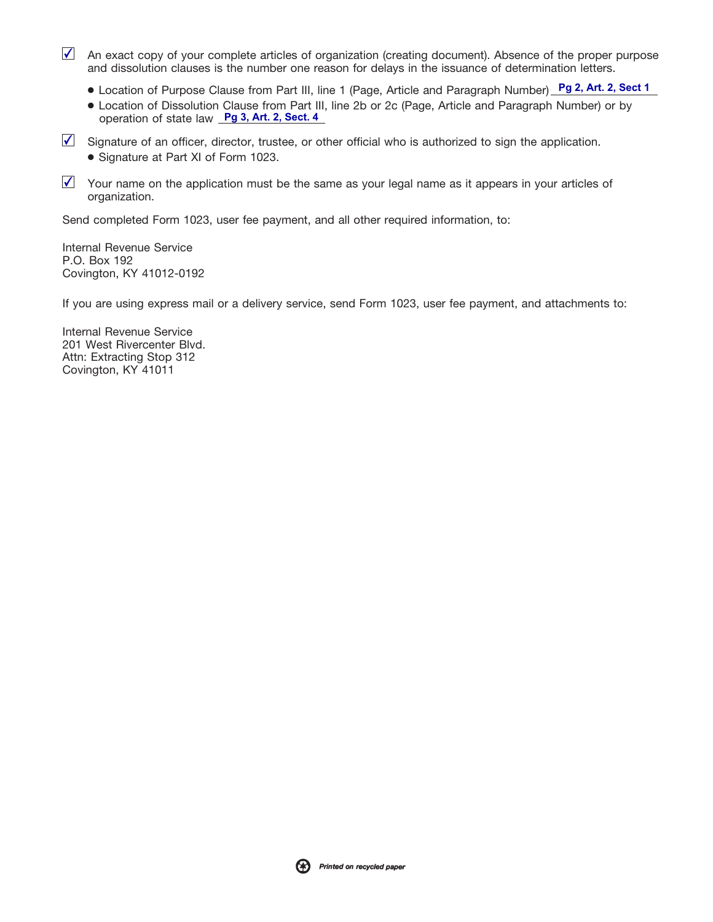☑ An exact copy of your complete articles of organization (creating document). Absence of the proper purpose and dissolution clauses is the number one reason for delays in the issuance of determination letters.

- Location of Purpose Clause from Part III, line 1 (Page, Article and Paragraph Number) Pg 2, Art. 2, Sect 1
- Location of Dissolution Clause from Part III, line 2b or 2c (Page, Article and Paragraph Number) or by operation of state law Pg 3, Art. 2, Sect. 4

☑ Signature of an officer, director, trustee, or other official who is authorized to sign the application.

- Signature at Part XI of Form 1023.

☑ Your name on the application must be the same as your legal name as it appears in your articles of organization.

Send completed Form 1023, user fee payment, and all other required information, to:

Internal Revenue Service
P.O. Box 192
Covington, KY 41012-0192

If you are using express mail or a delivery service, send Form 1023, user fee payment, and attachments to:

Internal Revenue Service
201 West Rivercenter Blvd.
Attn: Extracting Stop 312
Covington, KY 41011

*Printed on recycled paper*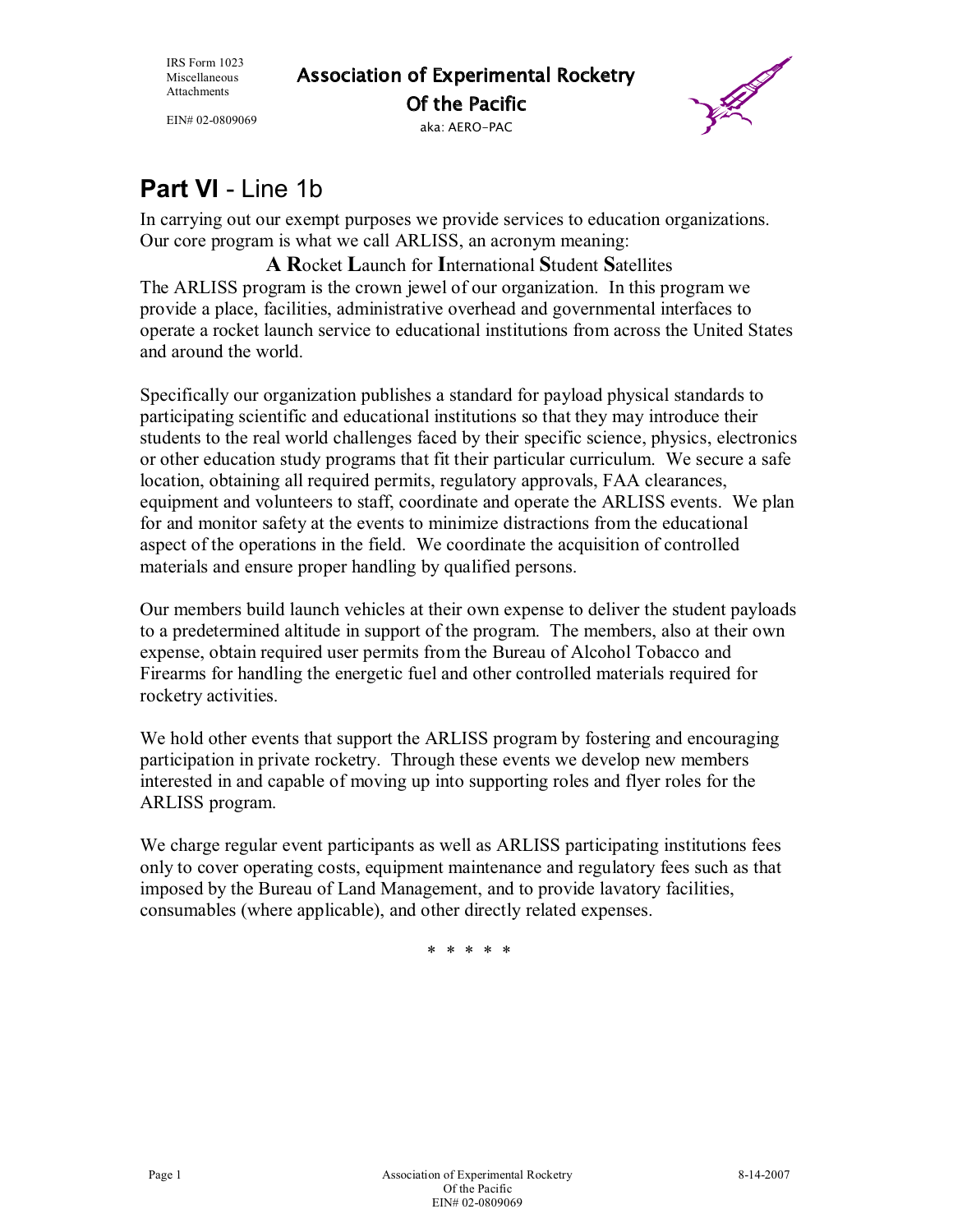## Part VI - Line 1b

In carrying out our exempt purposes we provide services to education organizations. Our core program is what we call ARLISS, an acronym meaning:

**A R**ocket **L**aunch for **I**nternational **S**tudent **S**atellites

The ARLISS program is the crown jewel of our organization. In this program we provide a place, facilities, administrative overhead and governmental interfaces to operate a rocket launch service to educational institutions from across the United States and around the world.

Specifically our organization publishes a standard for payload physical standards to participating scientific and educational institutions so that they may introduce their students to the real world challenges faced by their specific science, physics, electronics or other education study programs that fit their particular curriculum. We secure a safe location, obtaining all required permits, regulatory approvals, FAA clearances, equipment and volunteers to staff, coordinate and operate the ARLISS events. We plan for and monitor safety at the events to minimize distractions from the educational aspect of the operations in the field. We coordinate the acquisition of controlled materials and ensure proper handling by qualified persons.

Our members build launch vehicles at their own expense to deliver the student payloads to a predetermined altitude in support of the program. The members, also at their own expense, obtain required user permits from the Bureau of Alcohol Tobacco and Firearms for handling the energetic fuel and other controlled materials required for rocketry activities.

We hold other events that support the ARLISS program by fostering and encouraging participation in private rocketry. Through these events we develop new members interested in and capable of moving up into supporting roles and flyer roles for the ARLISS program.

We charge regular event participants as well as ARLISS participating institutions fees only to cover operating costs, equipment maintenance and regulatory fees such as that imposed by the Bureau of Land Management, and to provide lavatory facilities, consumables (where applicable), and other directly related expenses.

\* \* \* \* \*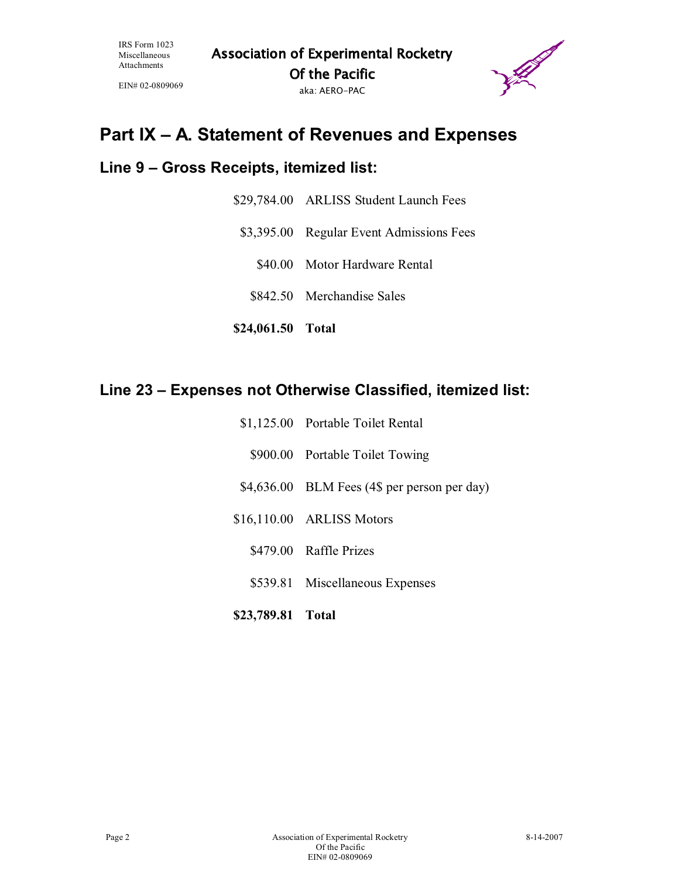# Part IX – A. Statement of Revenues and Expenses

## Line 9 – Gross Receipts, itemized list:

| | |
|---|---|
| $29,784.00 | ARLISS Student Launch Fees |
| $3,395.00 | Regular Event Admissions Fees |
| $40.00 | Motor Hardware Rental |
| $842.50 | Merchandise Sales |
| **$24,061.50** | **Total** |

## Line 23 – Expenses not Otherwise Classified, itemized list:

| | |
|---|---|
| $1,125.00 | Portable Toilet Rental |
| $900.00 | Portable Toilet Towing |
| $4,636.00 | BLM Fees (4$ per person per day) |
| $16,110.00 | ARLISS Motors |
| $479.00 | Raffle Prizes |
| $539.81 | Miscellaneous Expenses |
| **$23,789.81** | **Total** |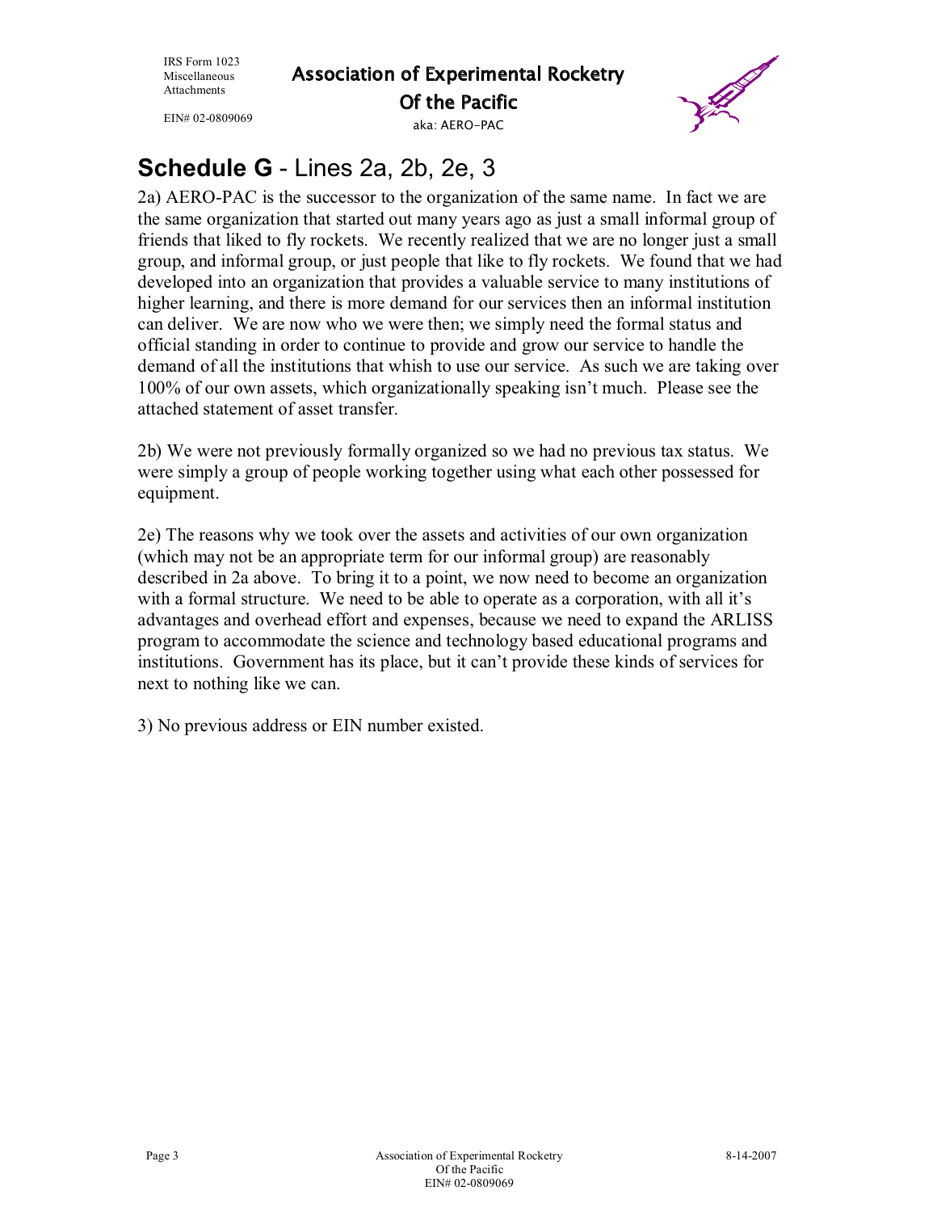## Schedule G - Lines 2a, 2b, 2e, 3

2a) AERO-PAC is the successor to the organization of the same name. In fact we are the same organization that started out many years ago as just a small informal group of friends that liked to fly rockets. We recently realized that we are no longer just a small group, and informal group, or just people that like to fly rockets. We found that we had developed into an organization that provides a valuable service to many institutions of higher learning, and there is more demand for our services then an informal institution can deliver. We are now who we were then; we simply need the formal status and official standing in order to continue to provide and grow our service to handle the demand of all the institutions that whish to use our service. As such we are taking over 100% of our own assets, which organizationally speaking isn't much. Please see the attached statement of asset transfer.

2b) We were not previously formally organized so we had no previous tax status. We were simply a group of people working together using what each other possessed for equipment.

2e) The reasons why we took over the assets and activities of our own organization (which may not be an appropriate term for our informal group) are reasonably described in 2a above. To bring it to a point, we now need to become an organization with a formal structure. We need to be able to operate as a corporation, with all it's advantages and overhead effort and expenses, because we need to expand the ARLISS program to accommodate the science and technology based educational programs and institutions. Government has its place, but it can't provide these kinds of services for next to nothing like we can.

3) No previous address or EIN number existed.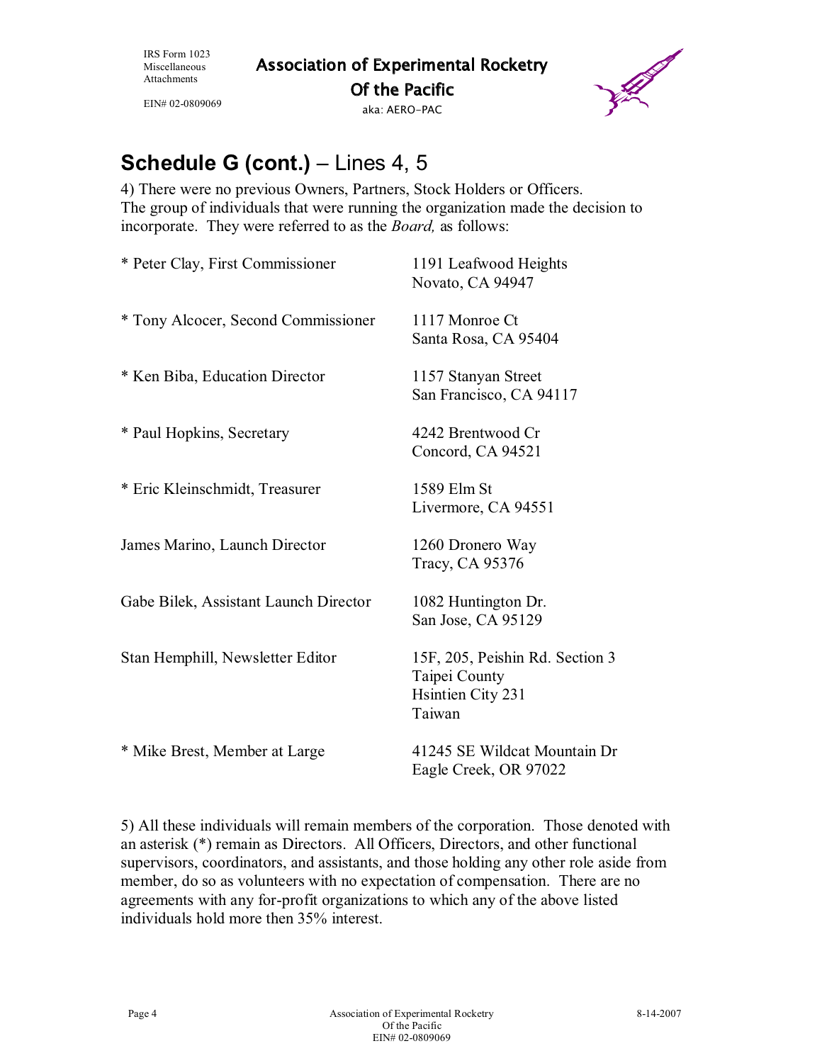## Schedule G (cont.) – Lines 4, 5

4) There were no previous Owners, Partners, Stock Holders or Officers. The group of individuals that were running the organization made the decision to incorporate. They were referred to as the *Board,* as follows:

| | |
|---|---|
| * Peter Clay, First Commissioner | 1191 Leafwood Heights<br>Novato, CA 94947 |
| * Tony Alcocer, Second Commissioner | 1117 Monroe Ct<br>Santa Rosa, CA 95404 |
| * Ken Biba, Education Director | 1157 Stanyan Street<br>San Francisco, CA 94117 |
| * Paul Hopkins, Secretary | 4242 Brentwood Cr<br>Concord, CA 94521 |
| * Eric Kleinschmidt, Treasurer | 1589 Elm St<br>Livermore, CA 94551 |
| James Marino, Launch Director | 1260 Dronero Way<br>Tracy, CA 95376 |
| Gabe Bilek, Assistant Launch Director | 1082 Huntington Dr.<br>San Jose, CA 95129 |
| Stan Hemphill, Newsletter Editor | 15F, 205, Peishin Rd. Section 3<br>Taipei County<br>Hsintien City 231<br>Taiwan |
| * Mike Brest, Member at Large | 41245 SE Wildcat Mountain Dr<br>Eagle Creek, OR 97022 |

5) All these individuals will remain members of the corporation. Those denoted with an asterisk (*) remain as Directors. All Officers, Directors, and other functional supervisors, coordinators, and assistants, and those holding any other role aside from member, do so as volunteers with no expectation of compensation. There are no agreements with any for-profit organizations to which any of the above listed individuals hold more then 35% interest.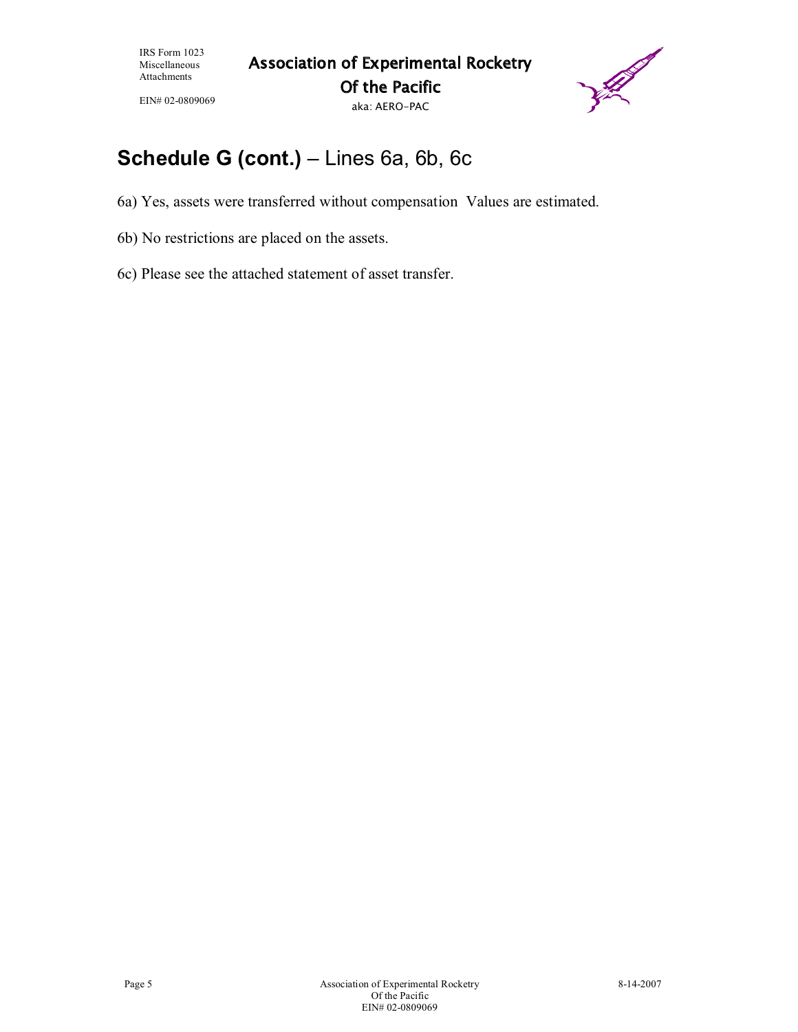## Schedule G (cont.) – Lines 6a, 6b, 6c

6a) Yes, assets were transferred without compensation  Values are estimated.

6b) No restrictions are placed on the assets.

6c) Please see the attached statement of asset transfer.